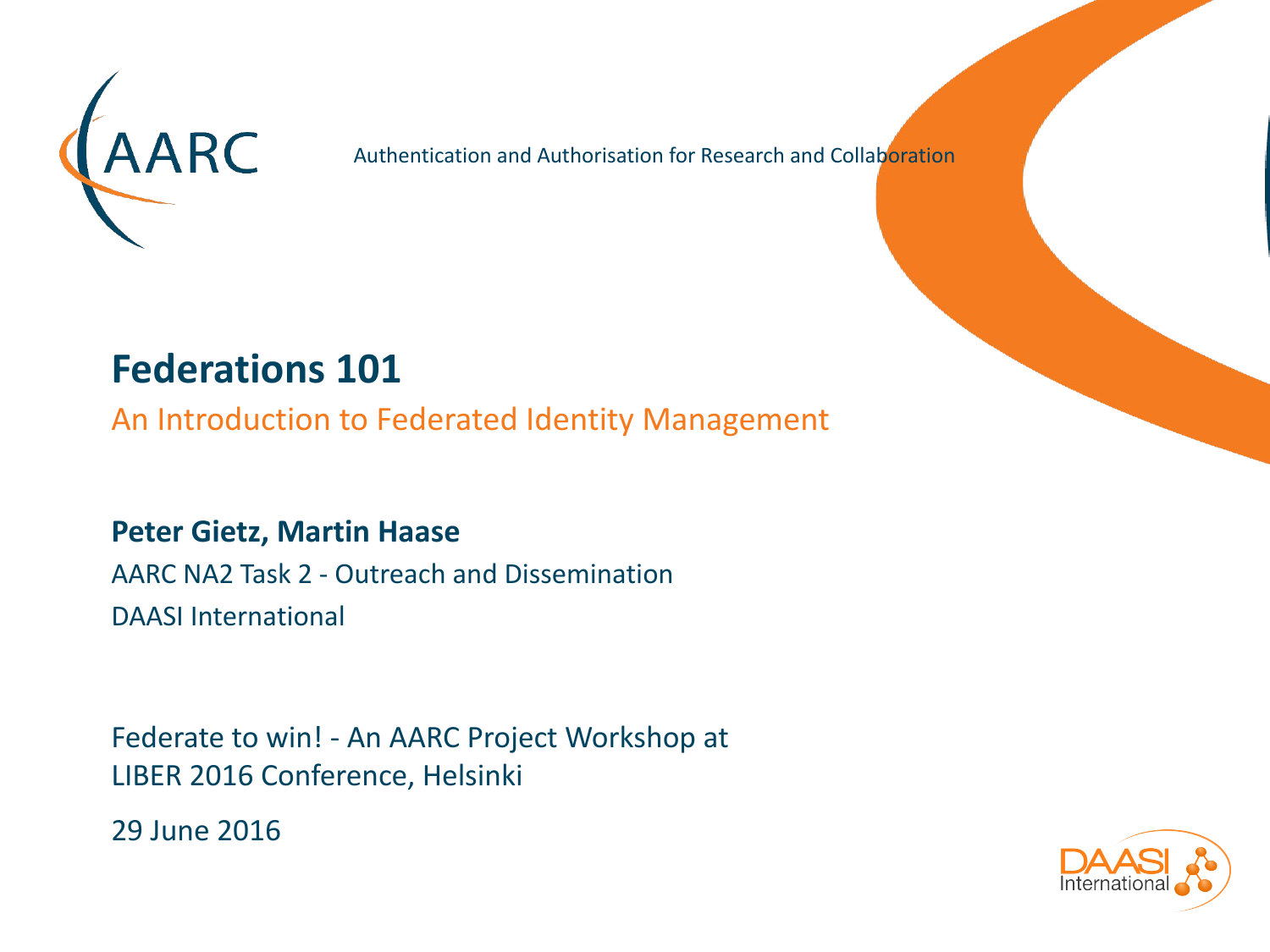AARC

Authentication and Authorisation for Research and Collaboration

# Federations 101

## An Introduction to Federated Identity Management

**Peter Gietz, Martin Haase**

AARC NA2 Task 2 - Outreach and Dissemination

DAASI International

Federate to win! - An AARC Project Workshop at
LIBER 2016 Conference, Helsinki

29 June 2016

DAASI International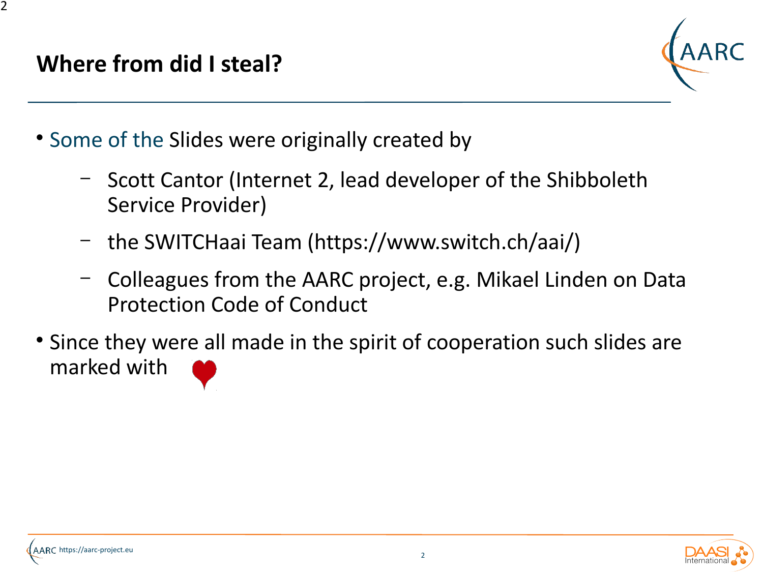## Where from did I steal?

- Some of the Slides were originally created by
  - Scott Cantor (Internet 2, lead developer of the Shibboleth Service Provider)
  - the SWITCHaai Team (https://www.switch.ch/aai/)
  - Colleagues from the AARC project, e.g. Mikael Linden on Data Protection Code of Conduct
- Since they were all made in the spirit of cooperation such slides are marked with ❤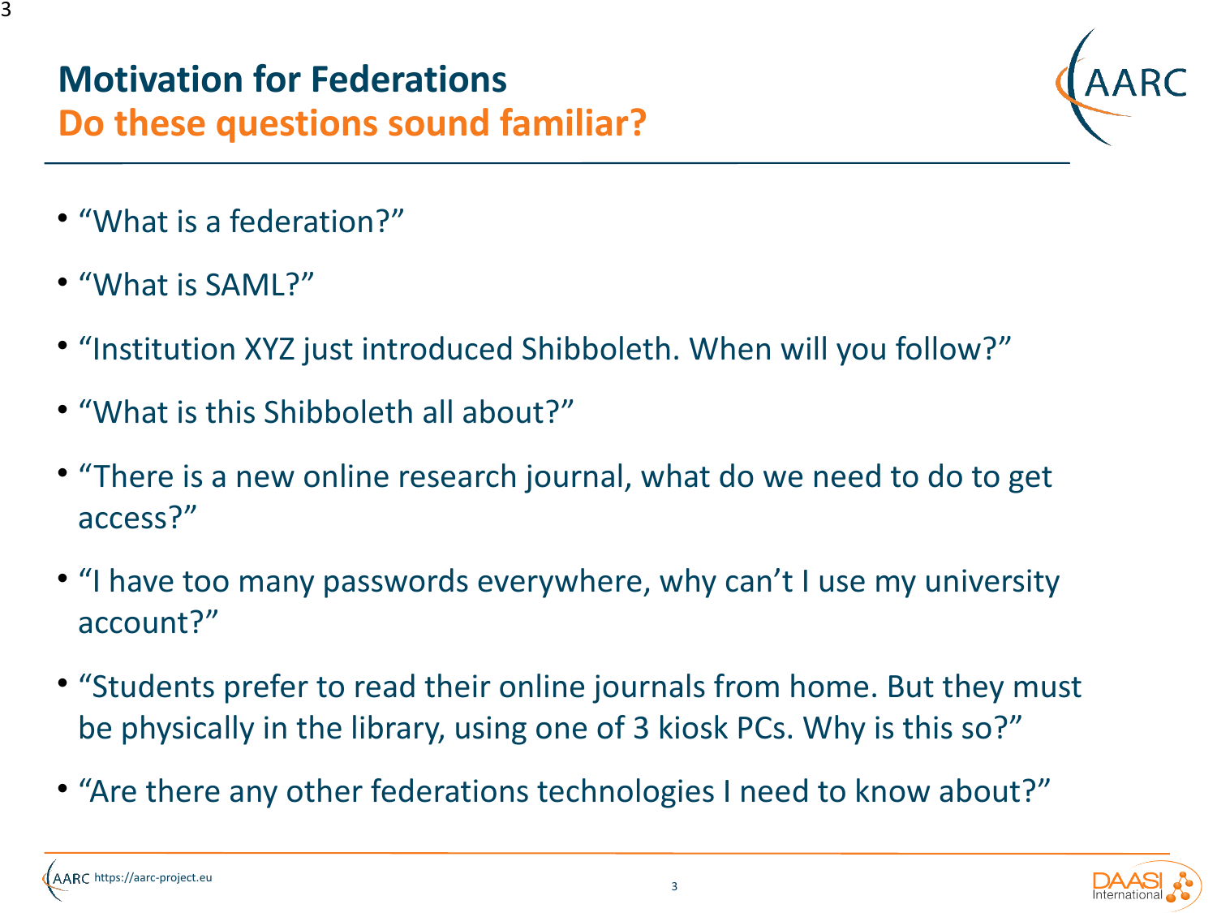# Motivation for Federations

## Do these questions sound familiar?

- "What is a federation?"
- "What is SAML?"
- "Institution XYZ just introduced Shibboleth. When will you follow?"
- "What is this Shibboleth all about?"
- "There is a new online research journal, what do we need to do to get access?"
- "I have too many passwords everywhere, why can't I use my university account?"
- "Students prefer to read their online journals from home. But they must be physically in the library, using one of 3 kiosk PCs. Why is this so?"
- "Are there any other federations technologies I need to know about?"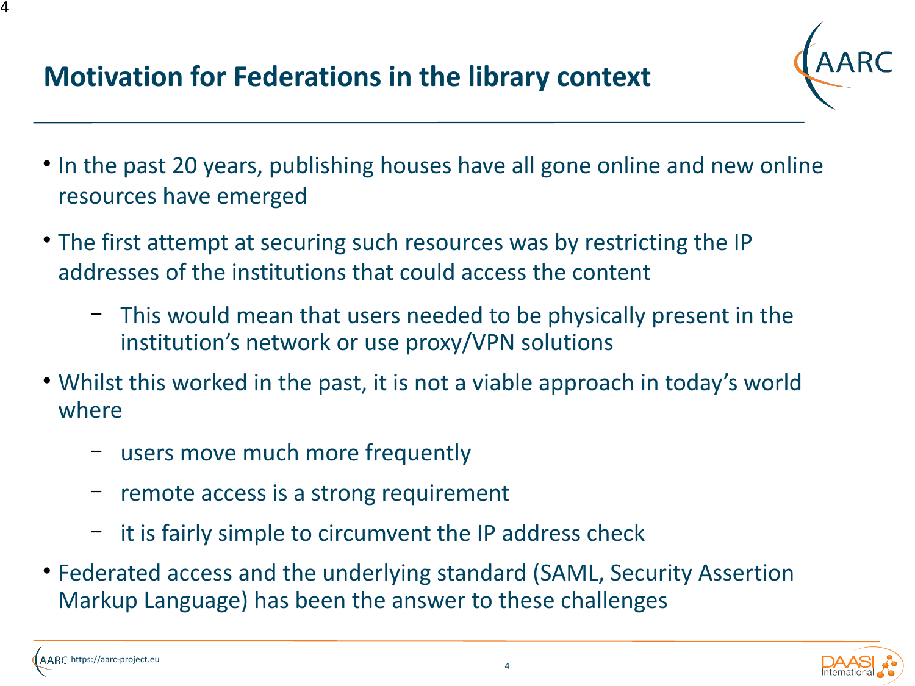# Motivation for Federations in the library context

- In the past 20 years, publishing houses have all gone online and new online resources have emerged
- The first attempt at securing such resources was by restricting the IP addresses of the institutions that could access the content
  - This would mean that users needed to be physically present in the institution's network or use proxy/VPN solutions
- Whilst this worked in the past, it is not a viable approach in today's world where
  - users move much more frequently
  - remote access is a strong requirement
  - it is fairly simple to circumvent the IP address check
- Federated access and the underlying standard (SAML, Security Assertion Markup Language) has been the answer to these challenges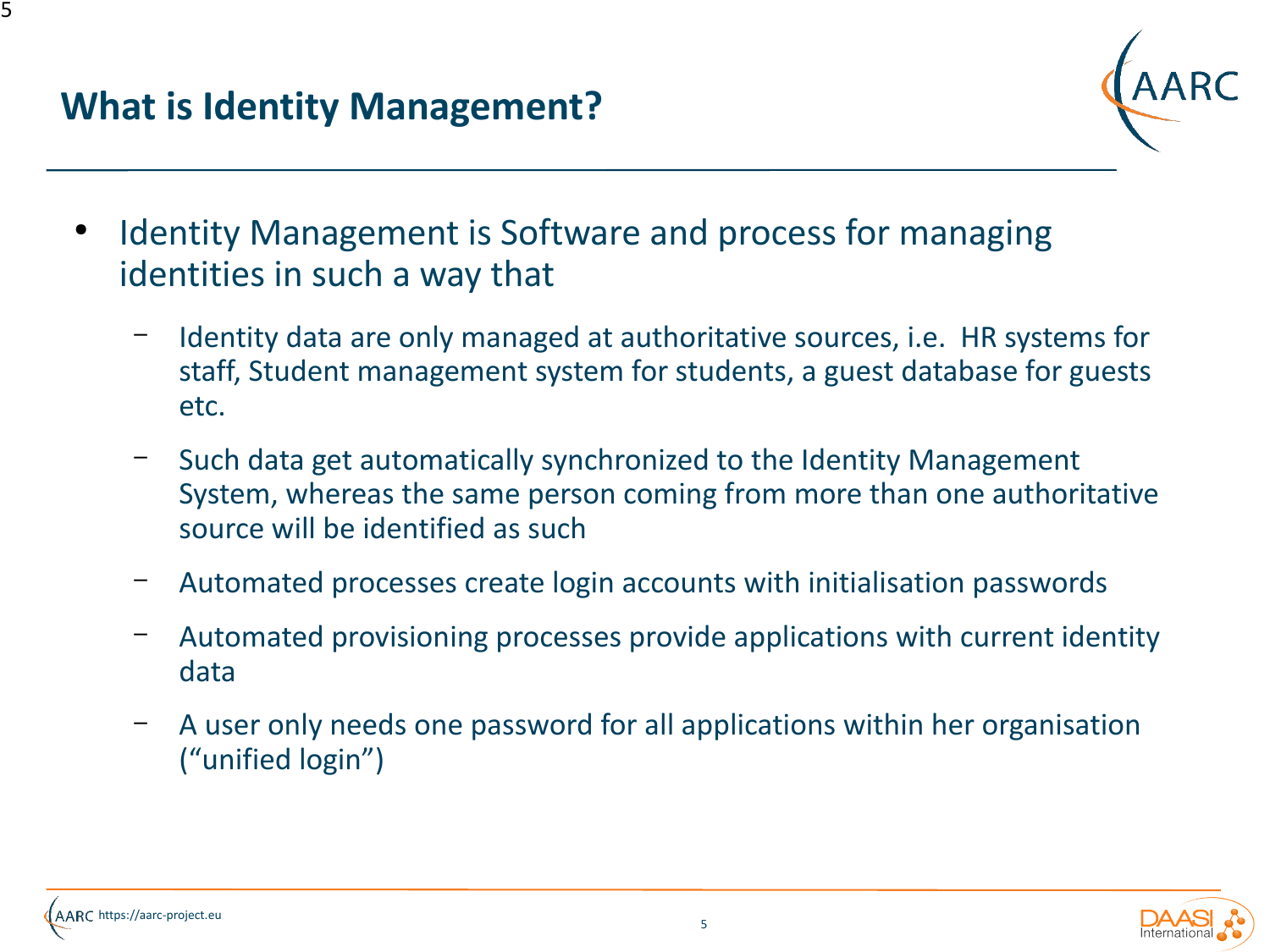# What is Identity Management?

- Identity Management is Software and process for managing identities in such a way that
  - Identity data are only managed at authoritative sources, i.e. HR systems for staff, Student management system for students, a guest database for guests etc.
  - Such data get automatically synchronized to the Identity Management System, whereas the same person coming from more than one authoritative source will be identified as such
  - Automated processes create login accounts with initialisation passwords
  - Automated provisioning processes provide applications with current identity data
  - A user only needs one password for all applications within her organisation (“unified login”)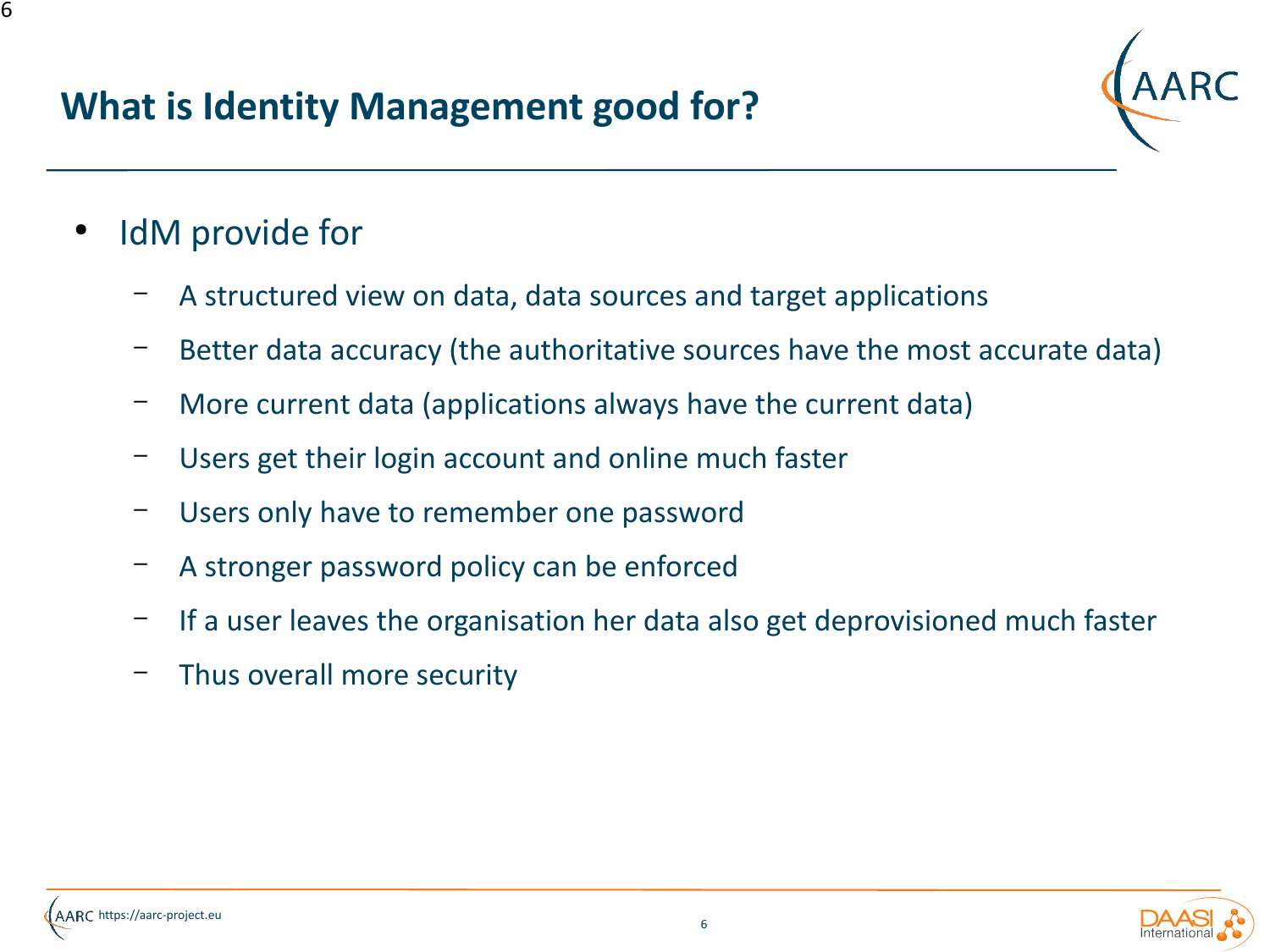# What is Identity Management good for?

- IdM provide for
  - A structured view on data, data sources and target applications
  - Better data accuracy (the authoritative sources have the most accurate data)
  - More current data (applications always have the current data)
  - Users get their login account and online much faster
  - Users only have to remember one password
  - A stronger password policy can be enforced
  - If a user leaves the organisation her data also get deprovisioned much faster
  - Thus overall more security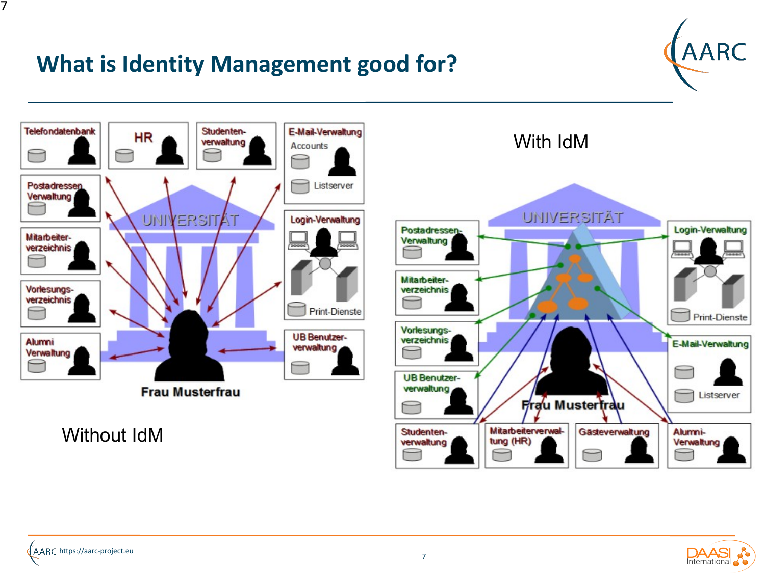# What is Identity Management good for?

Telefondatenbank | HR | Studenten-verwaltung | E-Mail-Verwaltung Accounts Listserver

Postadressen Verwaltung

Mitarbeiter-verzeichnis

Vorlesungs-verzeichnis

Alumni Verwaltung

UNIVERSITÄT

Login-Verwaltung

Print-Dienste

UB Benutzer-verwaltung

Frau Musterfrau

Without IdM

With IdM

UNIVERSITÄT

Postadressen-Verwaltung

Mitarbeiter-verzeichnis

Vorlesungs-verzeichnis

UB Benutzer-verwaltung

Login-Verwaltung

Print-Dienste

E-Mail-Verwaltung

Listserver

Frau Musterfrau

Studenten-verwaltung | Mitarbeiterverwal-tung (HR) | Gästeverwaltung | Alumni-Verwaltung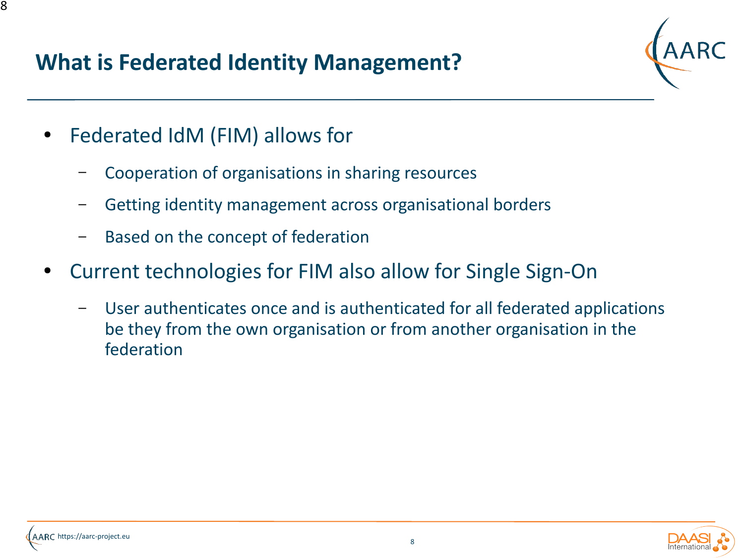# What is Federated Identity Management?

- Federated IdM (FIM) allows for
  - Cooperation of organisations in sharing resources
  - Getting identity management across organisational borders
  - Based on the concept of federation
- Current technologies for FIM also allow for Single Sign-On
  - User authenticates once and is authenticated for all federated applications be they from the own organisation or from another organisation in the federation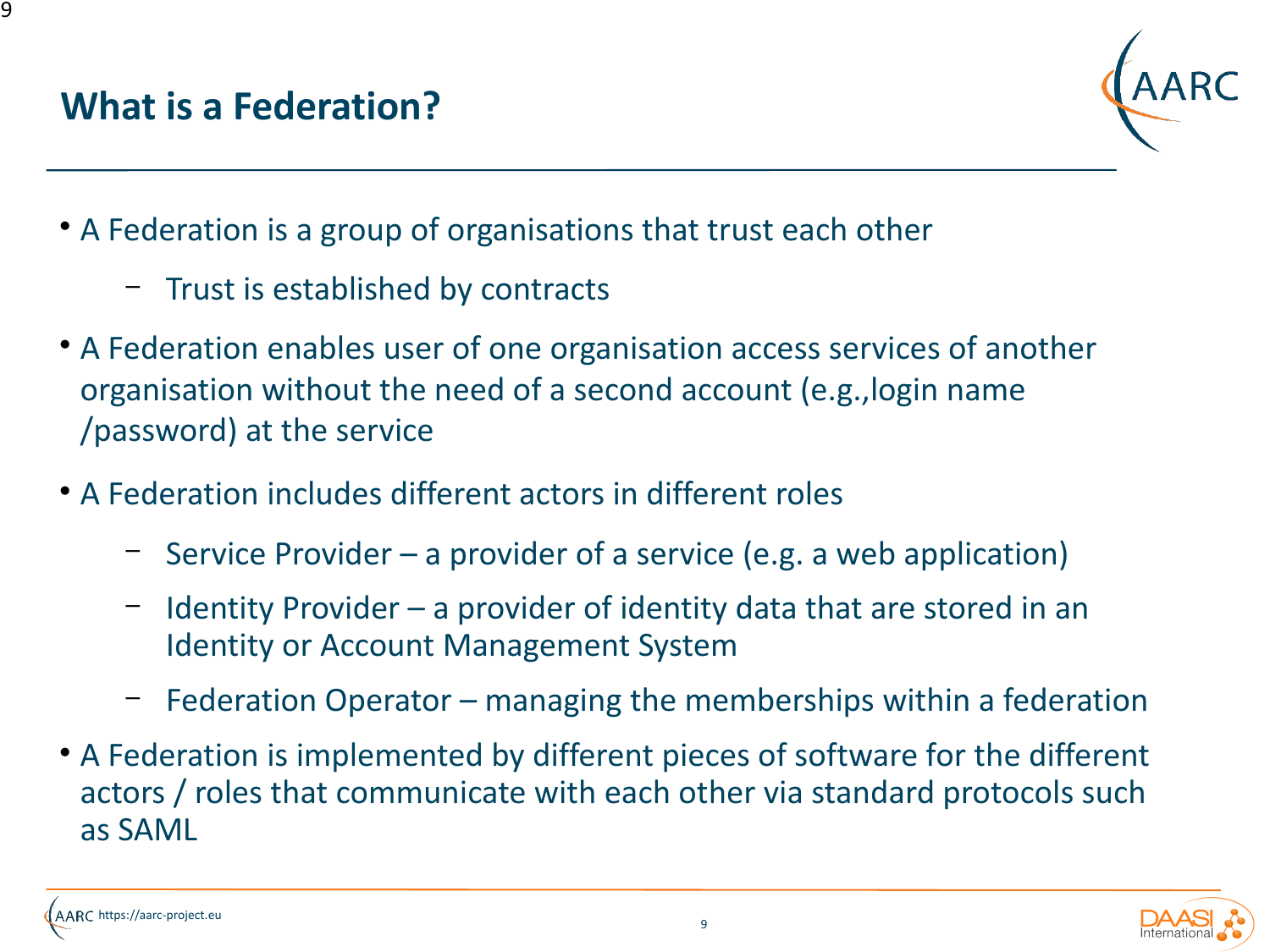# What is a Federation?

- A Federation is a group of organisations that trust each other
  - Trust is established by contracts
- A Federation enables user of one organisation access services of another organisation without the need of a second account (e.g.,login name /password) at the service
- A Federation includes different actors in different roles
  - Service Provider – a provider of a service (e.g. a web application)
  - Identity Provider – a provider of identity data that are stored in an Identity or Account Management System
  - Federation Operator – managing the memberships within a federation
- A Federation is implemented by different pieces of software for the different actors / roles that communicate with each other via standard protocols such as SAML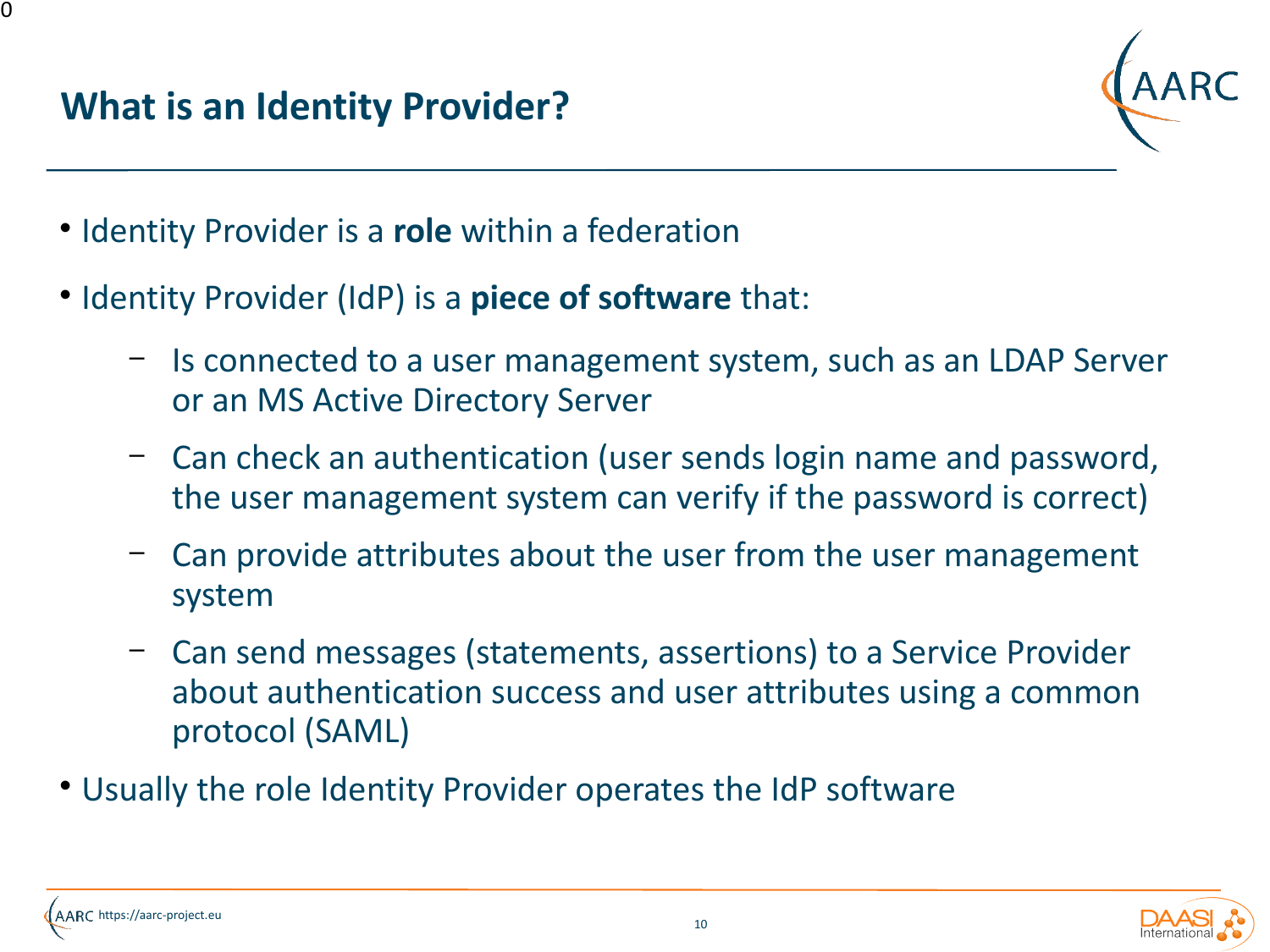# What is an Identity Provider?

- Identity Provider is a **role** within a federation
- Identity Provider (IdP) is a **piece of software** that:
  - Is connected to a user management system, such as an LDAP Server or an MS Active Directory Server
  - Can check an authentication (user sends login name and password, the user management system can verify if the password is correct)
  - Can provide attributes about the user from the user management system
  - Can send messages (statements, assertions) to a Service Provider about authentication success and user attributes using a common protocol (SAML)
- Usually the role Identity Provider operates the IdP software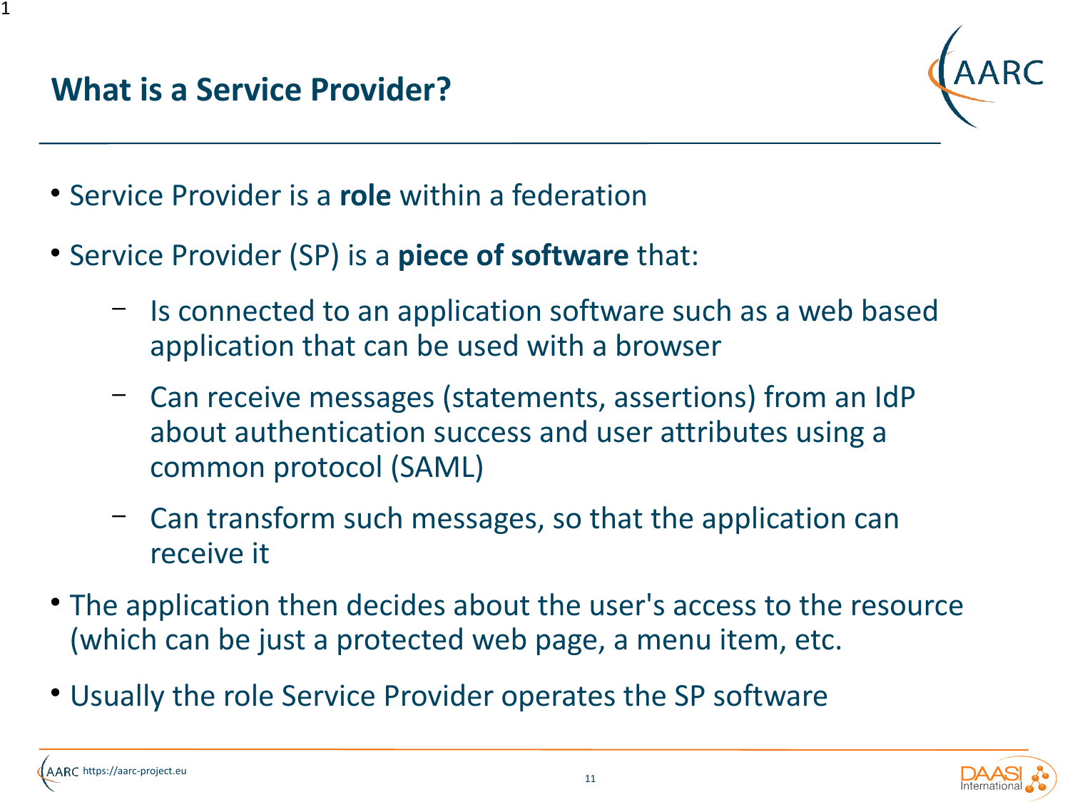# What is a Service Provider?

- Service Provider is a **role** within a federation
- Service Provider (SP) is a **piece of software** that:
  - Is connected to an application software such as a web based application that can be used with a browser
  - Can receive messages (statements, assertions) from an IdP about authentication success and user attributes using a common protocol (SAML)
  - Can transform such messages, so that the application can receive it
- The application then decides about the user's access to the resource (which can be just a protected web page, a menu item, etc.
- Usually the role Service Provider operates the SP software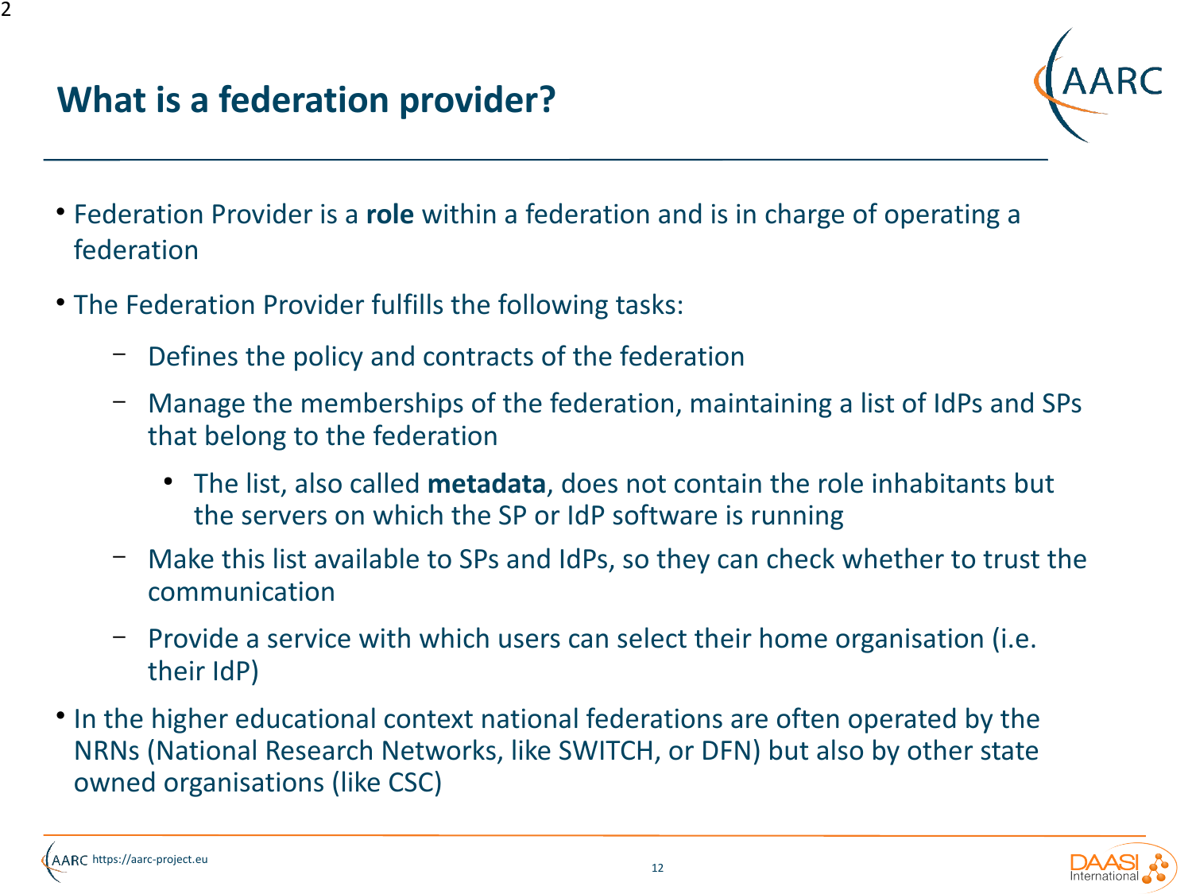# What is a federation provider?

- Federation Provider is a **role** within a federation and is in charge of operating a federation
- The Federation Provider fulfills the following tasks:
  - Defines the policy and contracts of the federation
  - Manage the memberships of the federation, maintaining a list of IdPs and SPs that belong to the federation
    - The list, also called **metadata**, does not contain the role inhabitants but the servers on which the SP or IdP software is running
  - Make this list available to SPs and IdPs, so they can check whether to trust the communication
  - Provide a service with which users can select their home organisation (i.e. their IdP)
- In the higher educational context national federations are often operated by the NRNs (National Research Networks, like SWITCH, or DFN) but also by other state owned organisations (like CSC)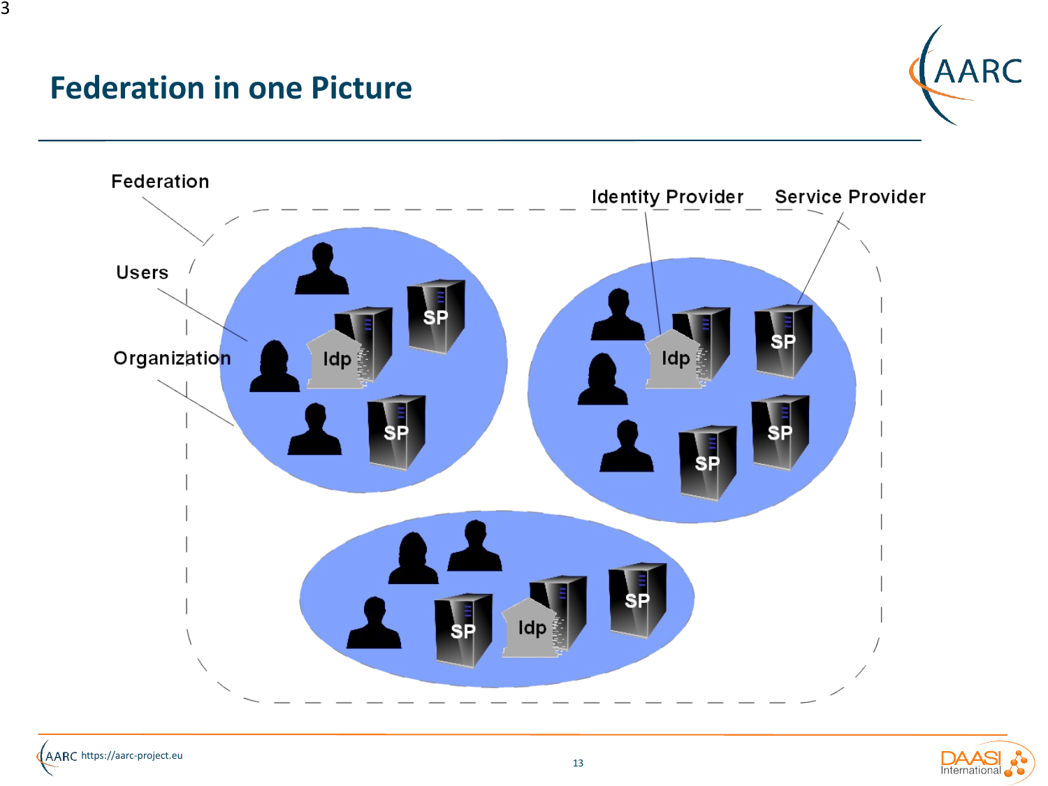# Federation in one Picture

Federation

Users

Organization

Identity Provider

Service Provider

SP

Idp

SP

Idp

SP

SP

SP

SP

Idp

SP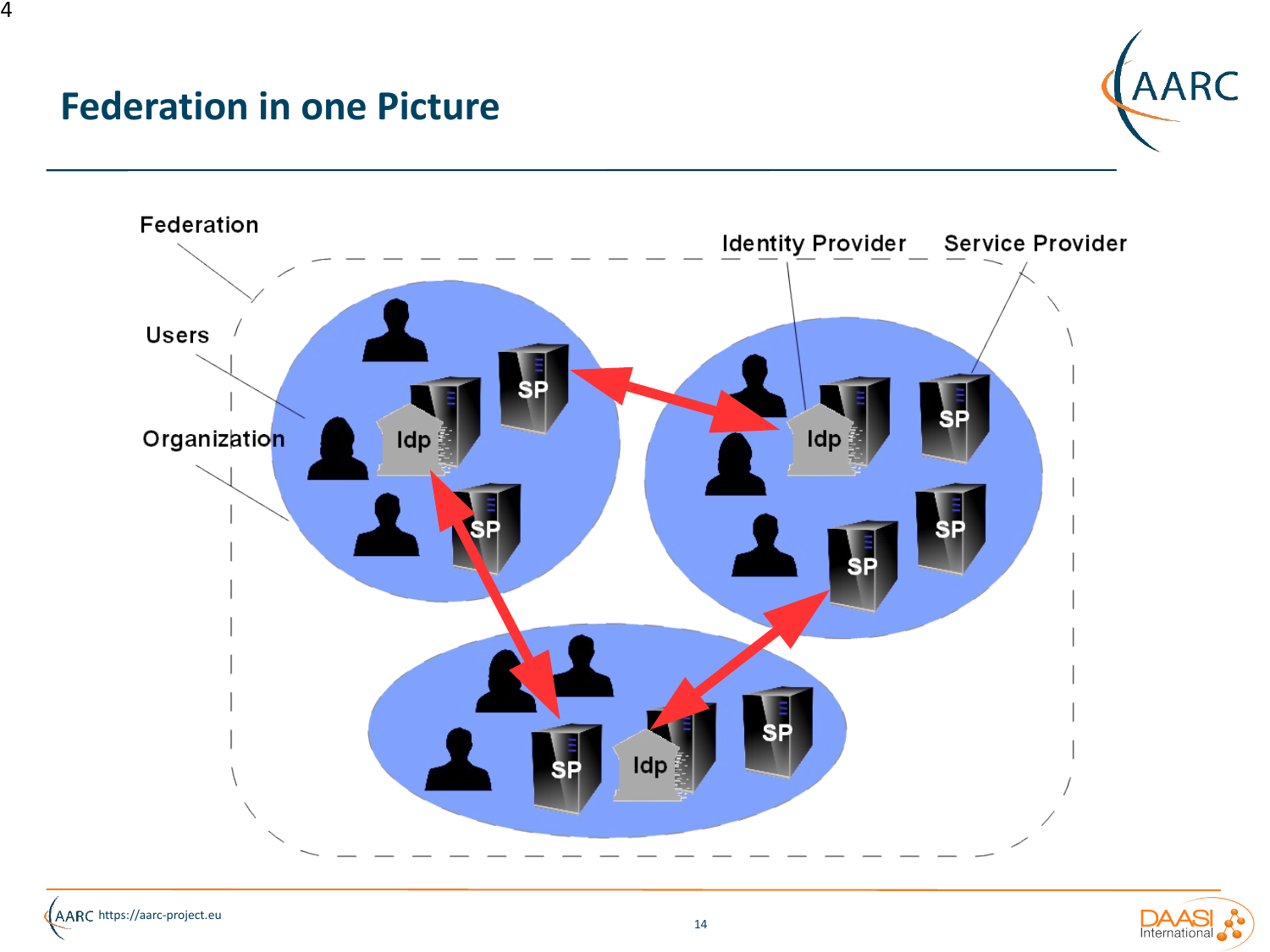# Federation in one Picture

Federation

Users

Organization

Identity Provider

Service Provider

Idp

SP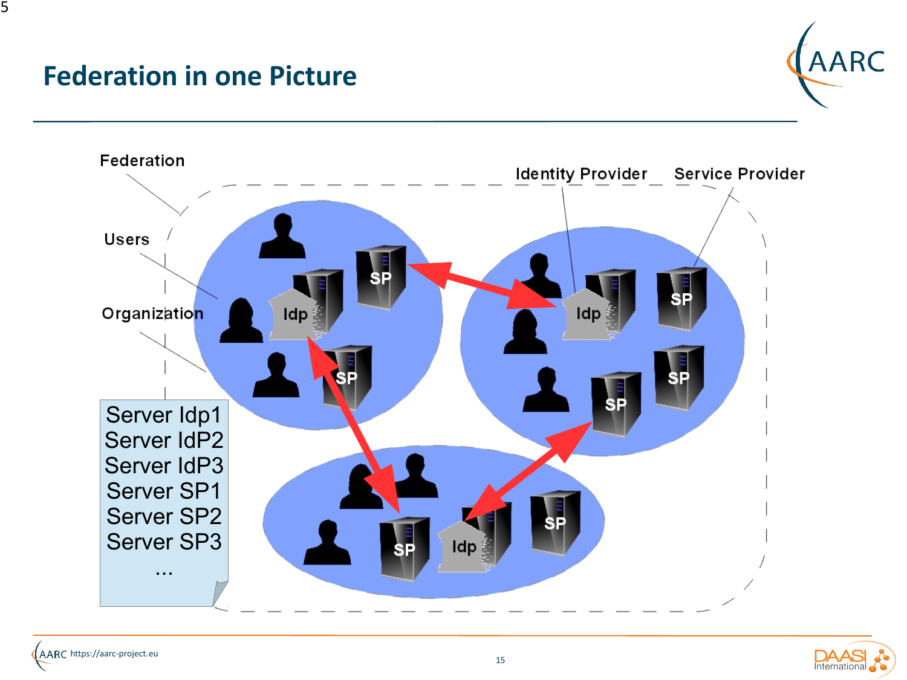# Federation in one Picture

Federation

Users

Organization

Identity Provider

Service Provider

Server Idp1
Server IdP2
Server IdP3
Server SP1
Server SP2
Server SP3
...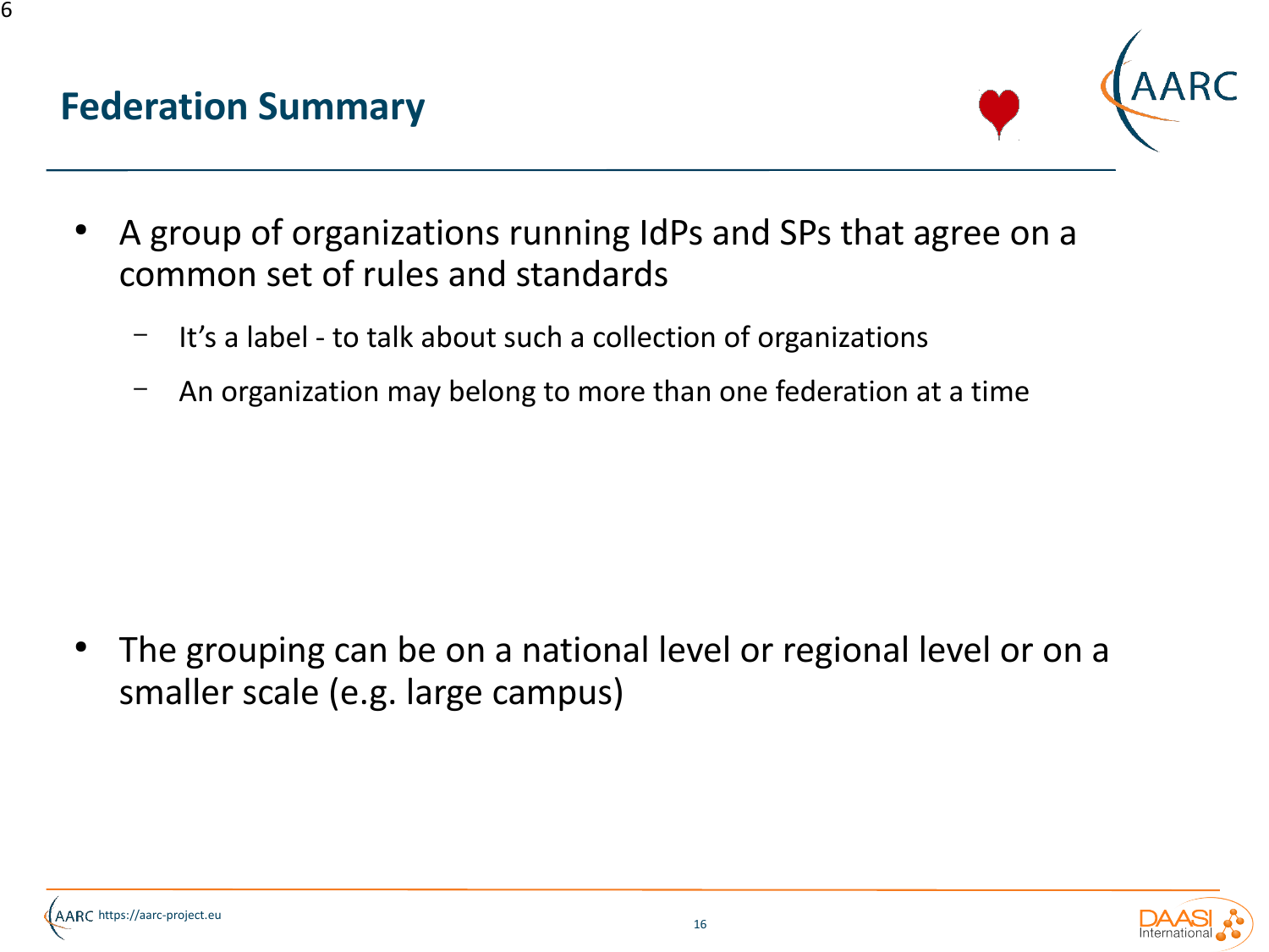# Federation Summary

- A group of organizations running IdPs and SPs that agree on a common set of rules and standards
  - It's a label - to talk about such a collection of organizations
  - An organization may belong to more than one federation at a time

- The grouping can be on a national level or regional level or on a smaller scale (e.g. large campus)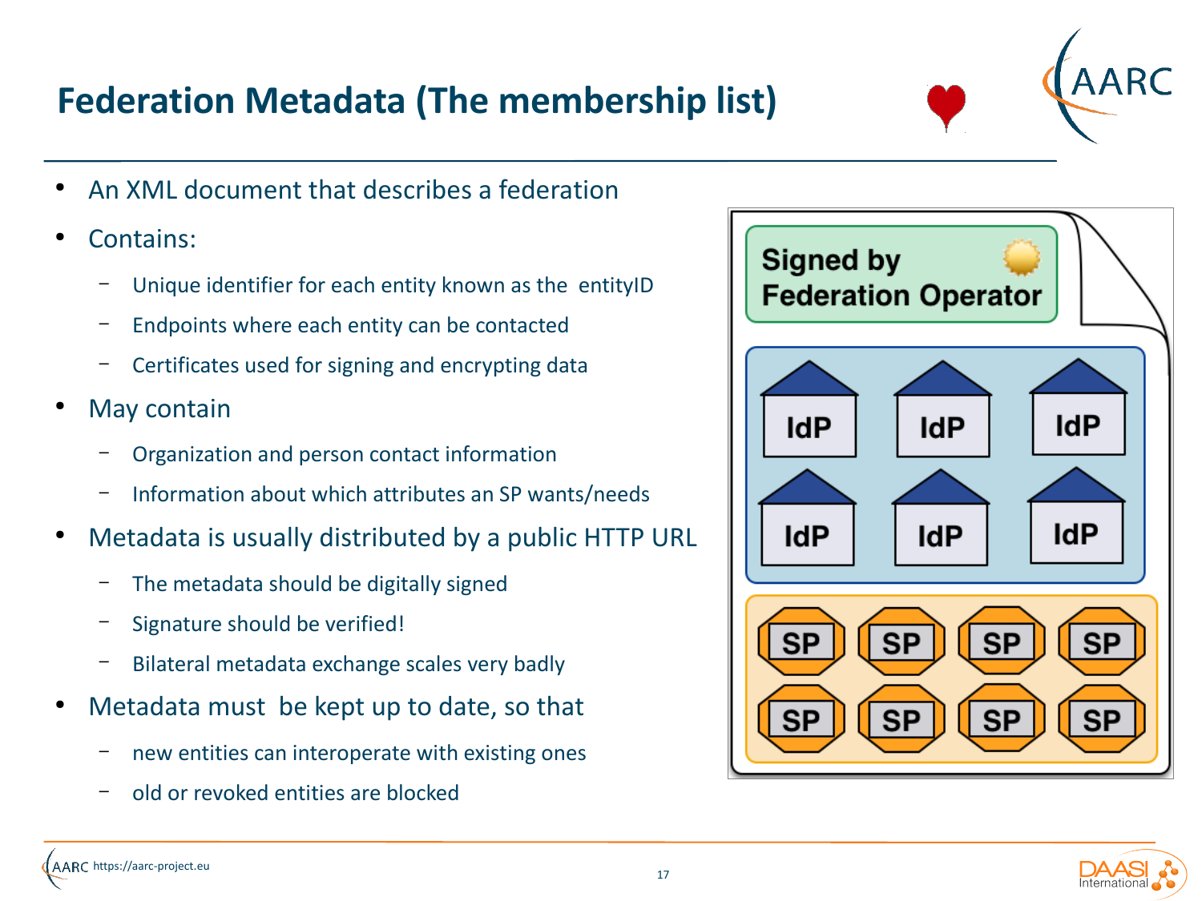# Federation Metadata (The membership list)

- An XML document that describes a federation
- Contains:
  - Unique identifier for each entity known as the entityID
  - Endpoints where each entity can be contacted
  - Certificates used for signing and encrypting data
- May contain
  - Organization and person contact information
  - Information about which attributes an SP wants/needs
- Metadata is usually distributed by a public HTTP URL
  - The metadata should be digitally signed
  - Signature should be verified!
  - Bilateral metadata exchange scales very badly
- Metadata must be kept up to date, so that
  - new entities can interoperate with existing ones
  - old or revoked entities are blocked

Signed by Federation Operator

IdP IdP IdP
IdP IdP IdP

SP SP SP SP
SP SP SP SP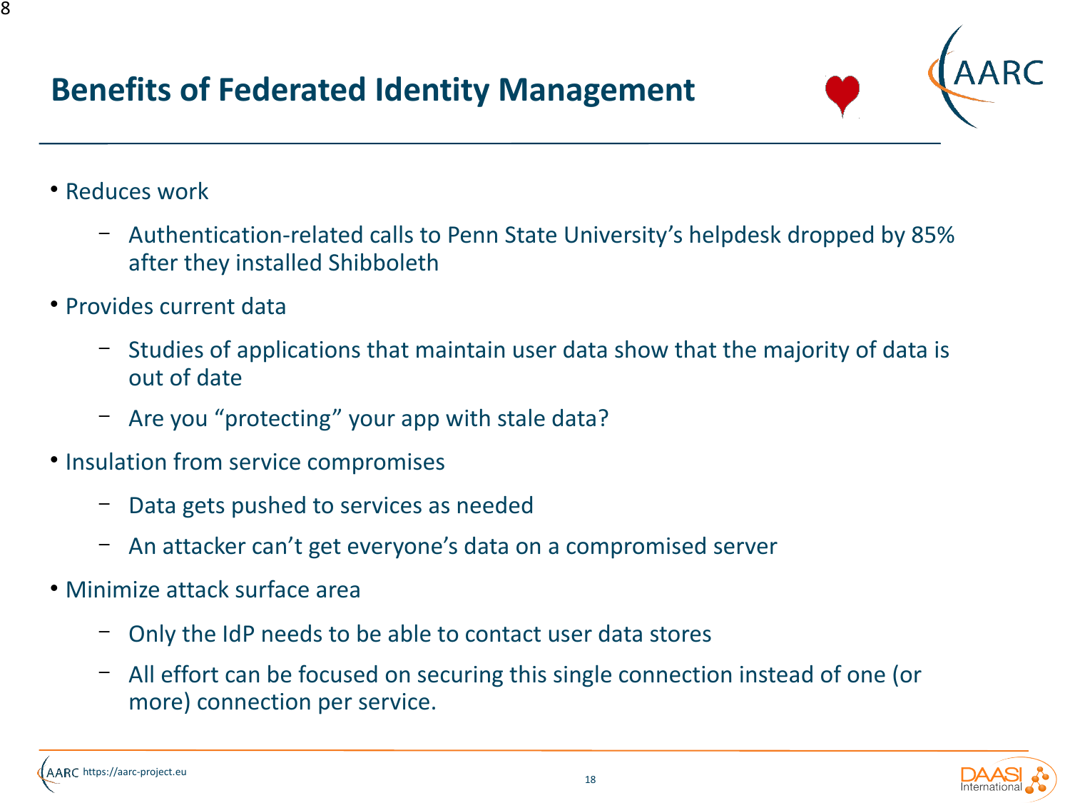# Benefits of Federated Identity Management

- Reduces work
  - Authentication-related calls to Penn State University's helpdesk dropped by 85% after they installed Shibboleth
- Provides current data
  - Studies of applications that maintain user data show that the majority of data is out of date
  - Are you "protecting" your app with stale data?
- Insulation from service compromises
  - Data gets pushed to services as needed
  - An attacker can't get everyone's data on a compromised server
- Minimize attack surface area
  - Only the IdP needs to be able to contact user data stores
  - All effort can be focused on securing this single connection instead of one (or more) connection per service.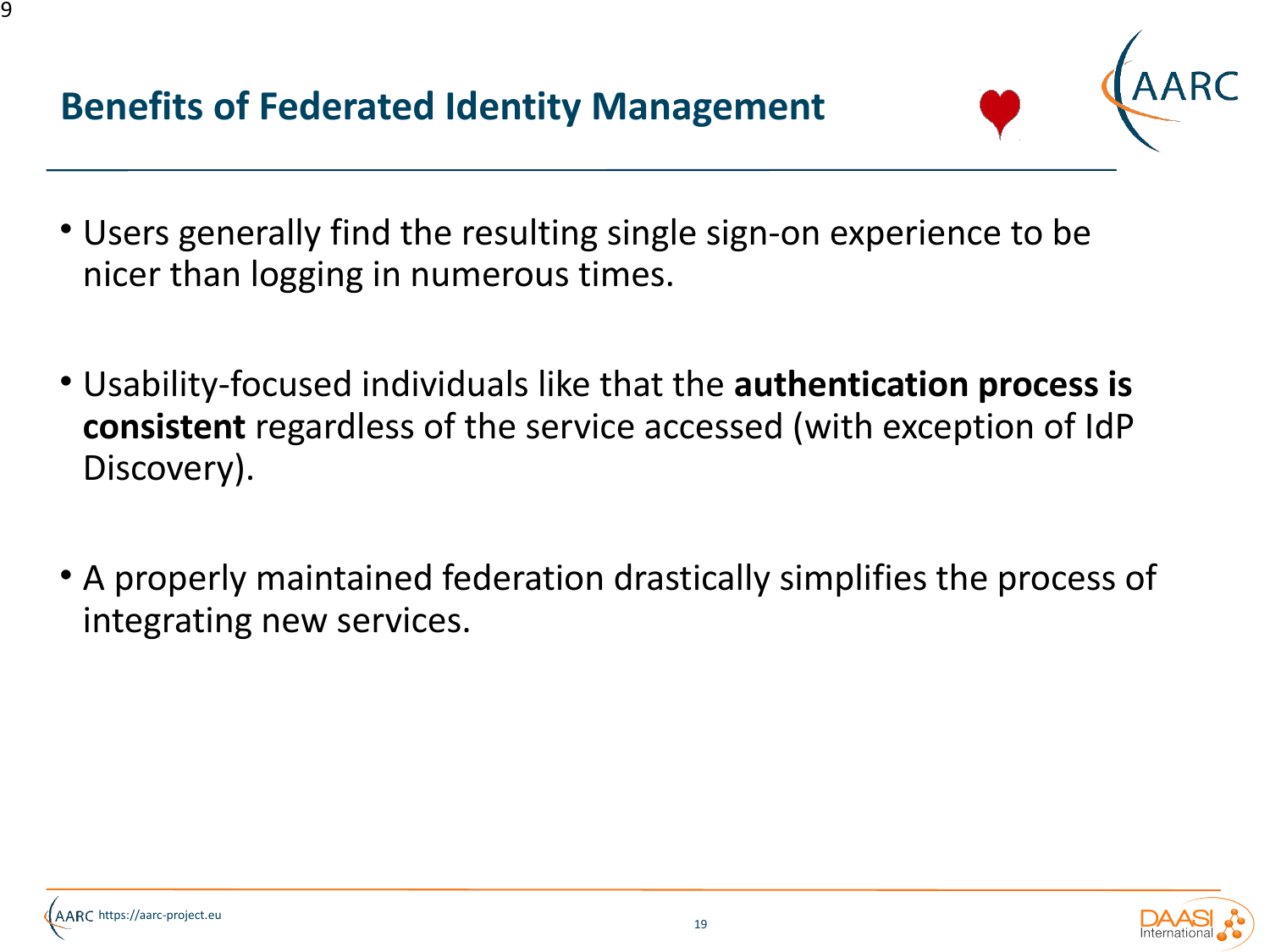# Benefits of Federated Identity Management

- Users generally find the resulting single sign-on experience to be nicer than logging in numerous times.
- Usability-focused individuals like that the **authentication process is consistent** regardless of the service accessed (with exception of IdP Discovery).
- A properly maintained federation drastically simplifies the process of integrating new services.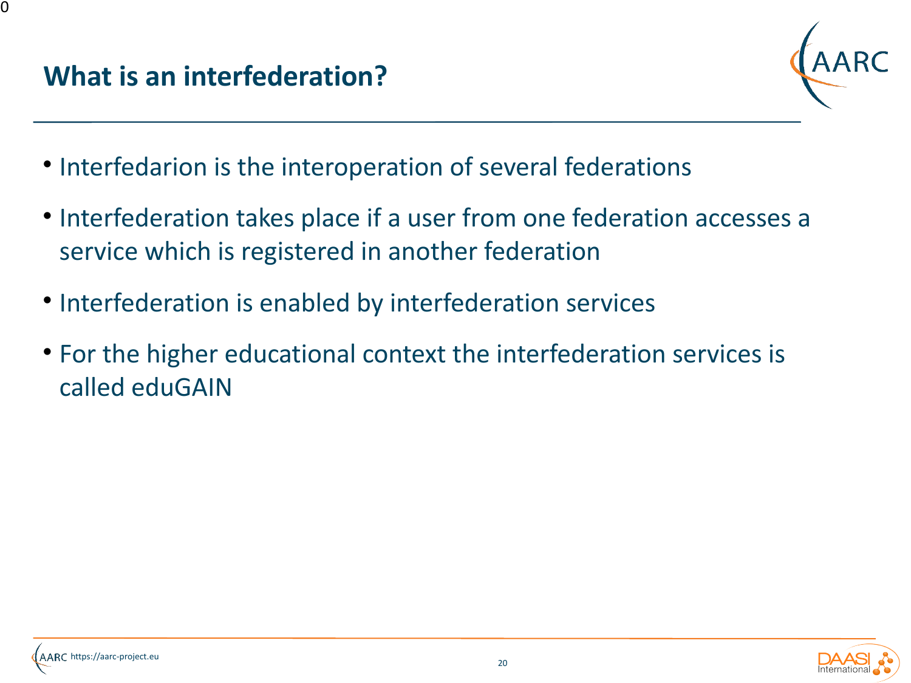# What is an interfederation?

- Interfedarion is the interoperation of several federations
- Interfederation takes place if a user from one federation accesses a service which is registered in another federation
- Interfederation is enabled by interfederation services
- For the higher educational context the interfederation services is called eduGAIN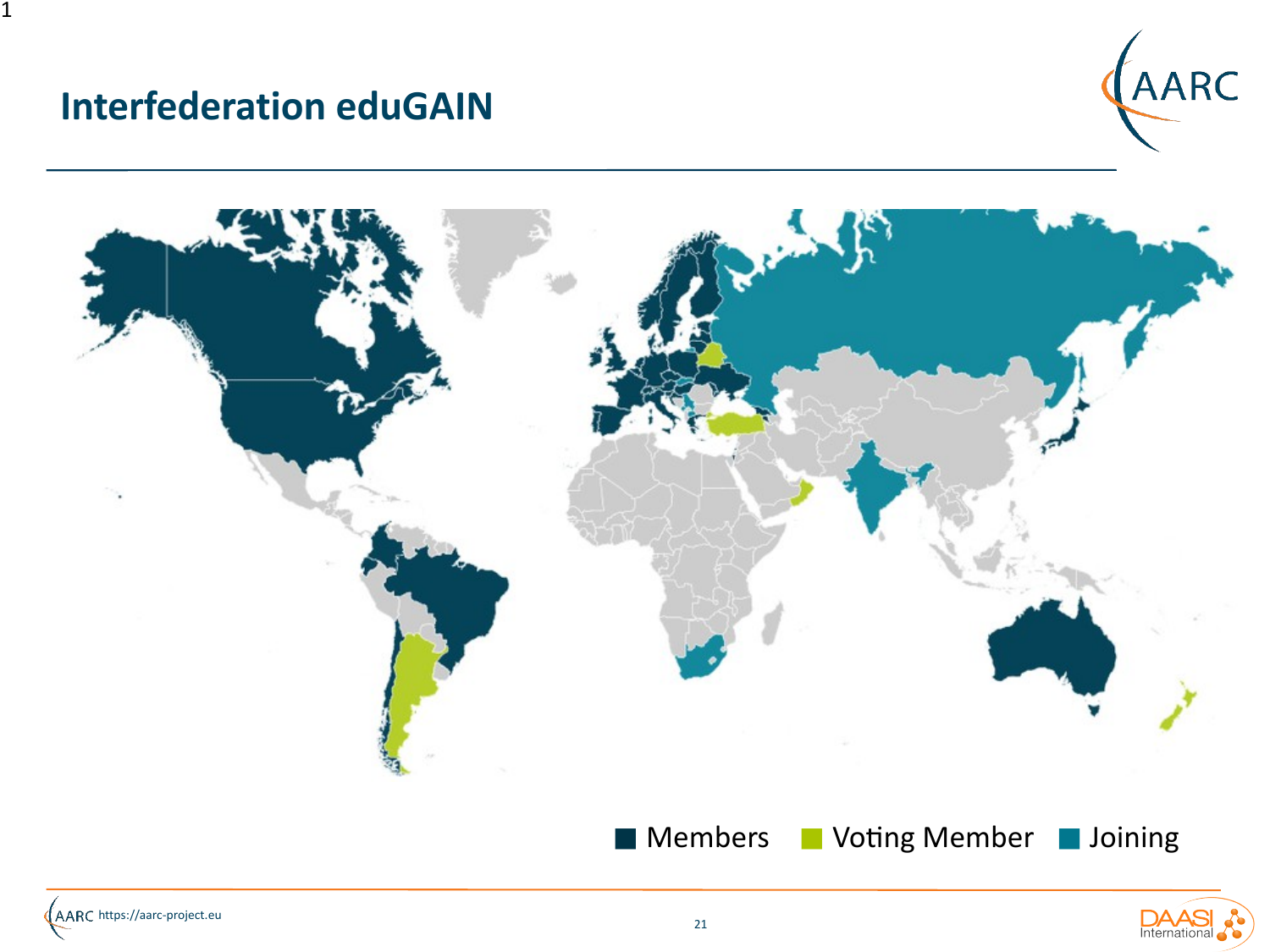# Interfederation eduGAIN

Members  Voting Member  Joining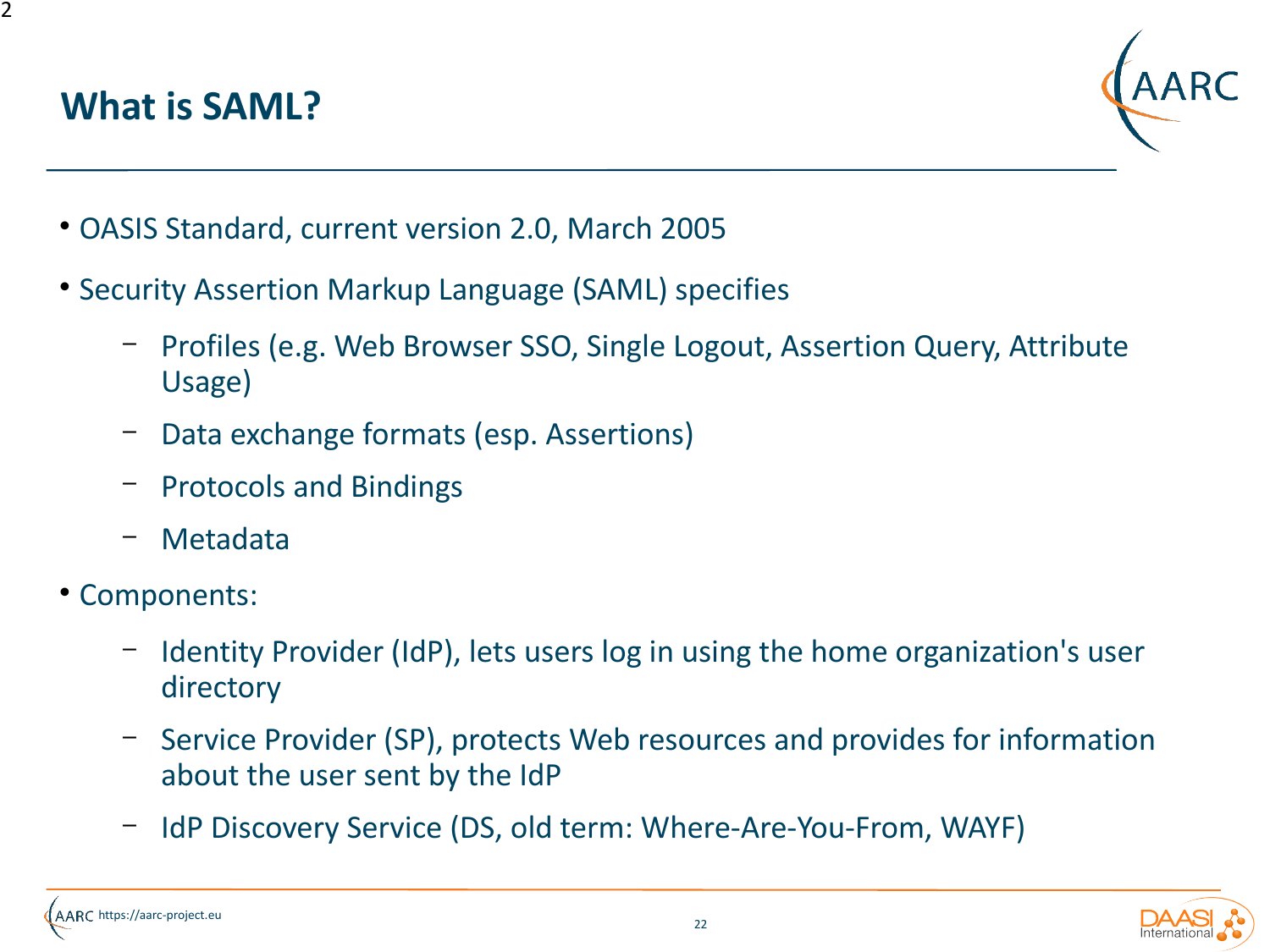# What is SAML?

- OASIS Standard, current version 2.0, March 2005
- Security Assertion Markup Language (SAML) specifies
  - Profiles (e.g. Web Browser SSO, Single Logout, Assertion Query, Attribute Usage)
  - Data exchange formats (esp. Assertions)
  - Protocols and Bindings
  - Metadata
- Components:
  - Identity Provider (IdP), lets users log in using the home organization's user directory
  - Service Provider (SP), protects Web resources and provides for information about the user sent by the IdP
  - IdP Discovery Service (DS, old term: Where-Are-You-From, WAYF)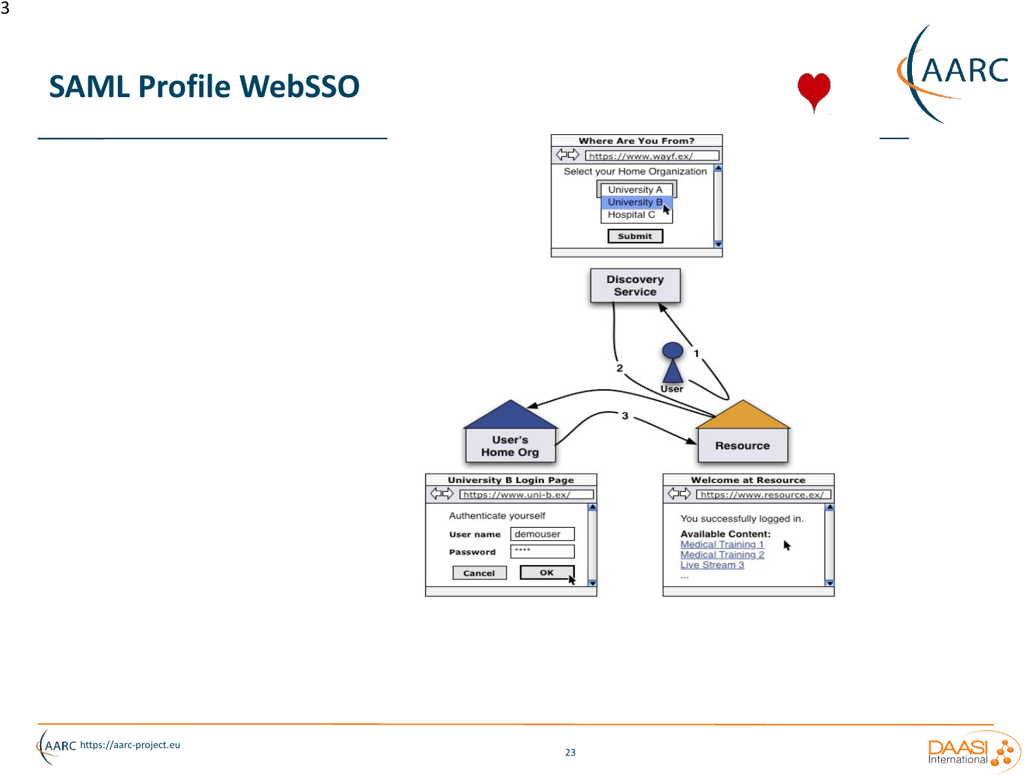# SAML Profile WebSSO

**Where Are You From?**
https://www.wayf.ex/
Select your Home Organization
University A
University B
Hospital C
Submit

**Discovery Service**

1

2

User

3

**User's Home Org**

**Resource**

**University B Login Page**
https://www.uni-b.ex/
Authenticate yourself
User name: demouser
Password: ****
Cancel OK

**Welcome at Resource**
https://www.resource.ex/
You successfully logged in.
**Available Content:**
Medical Training 1
Medical Training 2
Live Stream 3
...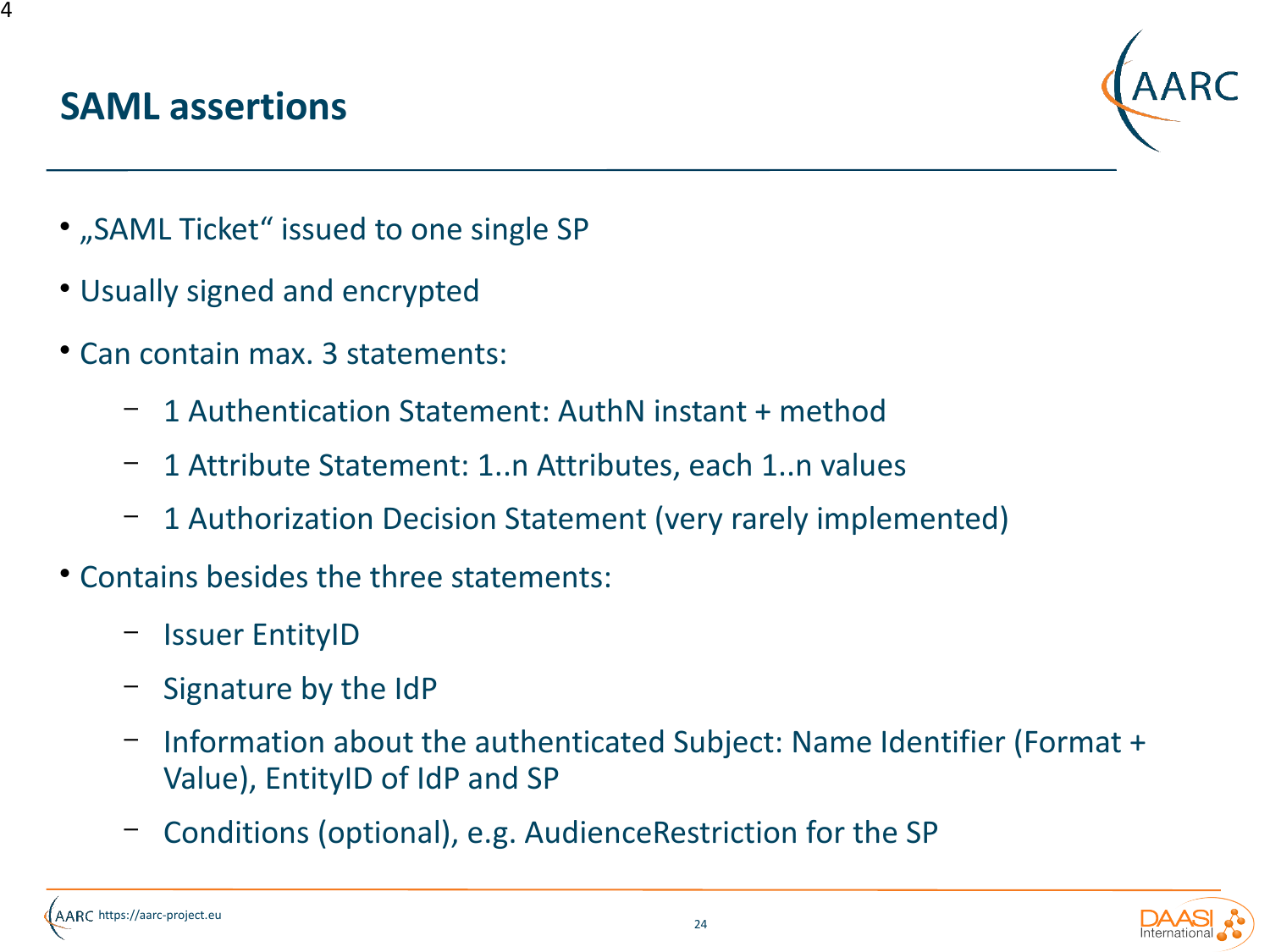# SAML assertions

- „SAML Ticket“ issued to one single SP
- Usually signed and encrypted
- Can contain max. 3 statements:
  - 1 Authentication Statement: AuthN instant + method
  - 1 Attribute Statement: 1..n Attributes, each 1..n values
  - 1 Authorization Decision Statement (very rarely implemented)
- Contains besides the three statements:
  - Issuer EntityID
  - Signature by the IdP
  - Information about the authenticated Subject: Name Identifier (Format + Value), EntityID of IdP and SP
  - Conditions (optional), e.g. AudienceRestriction for the SP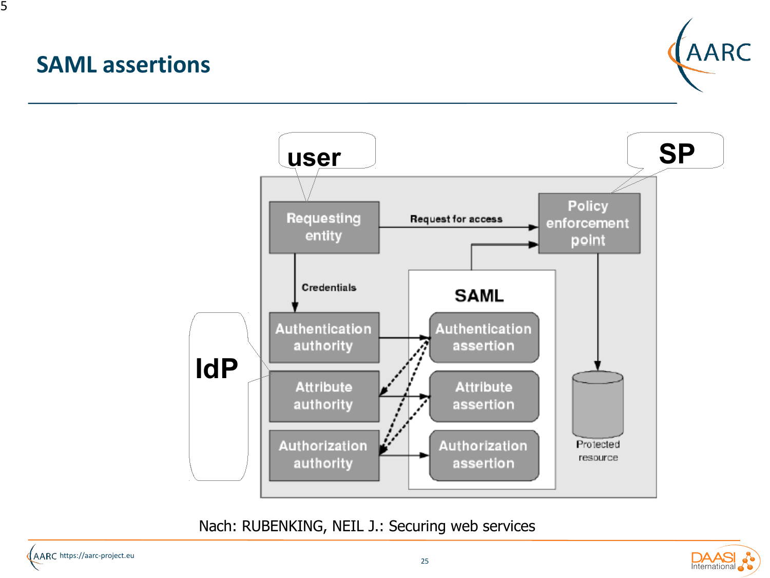# SAML assertions

user

SP

Requesting entity

Request for access

Policy enforcement point

Credentials

SAML

IdP

Authentication authority

Authentication assertion

Attribute authority

Attribute assertion

Authorization authority

Authorization assertion

Protected resource

Nach: RUBENKING, NEIL J.: Securing web services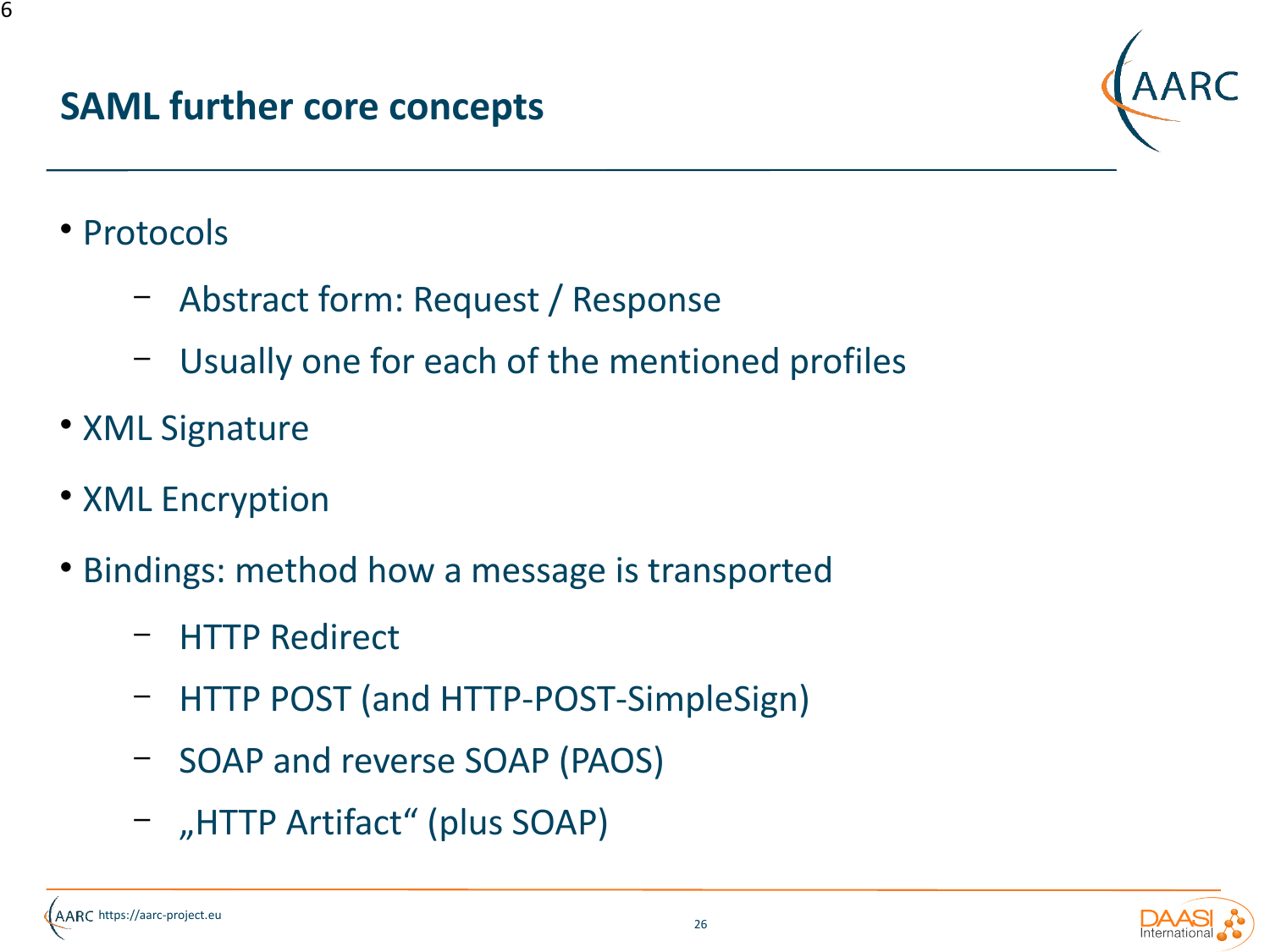# SAML further core concepts

- Protocols
  - Abstract form: Request / Response
  - Usually one for each of the mentioned profiles
- XML Signature
- XML Encryption
- Bindings: method how a message is transported
  - HTTP Redirect
  - HTTP POST (and HTTP-POST-SimpleSign)
  - SOAP and reverse SOAP (PAOS)
  - „HTTP Artifact“ (plus SOAP)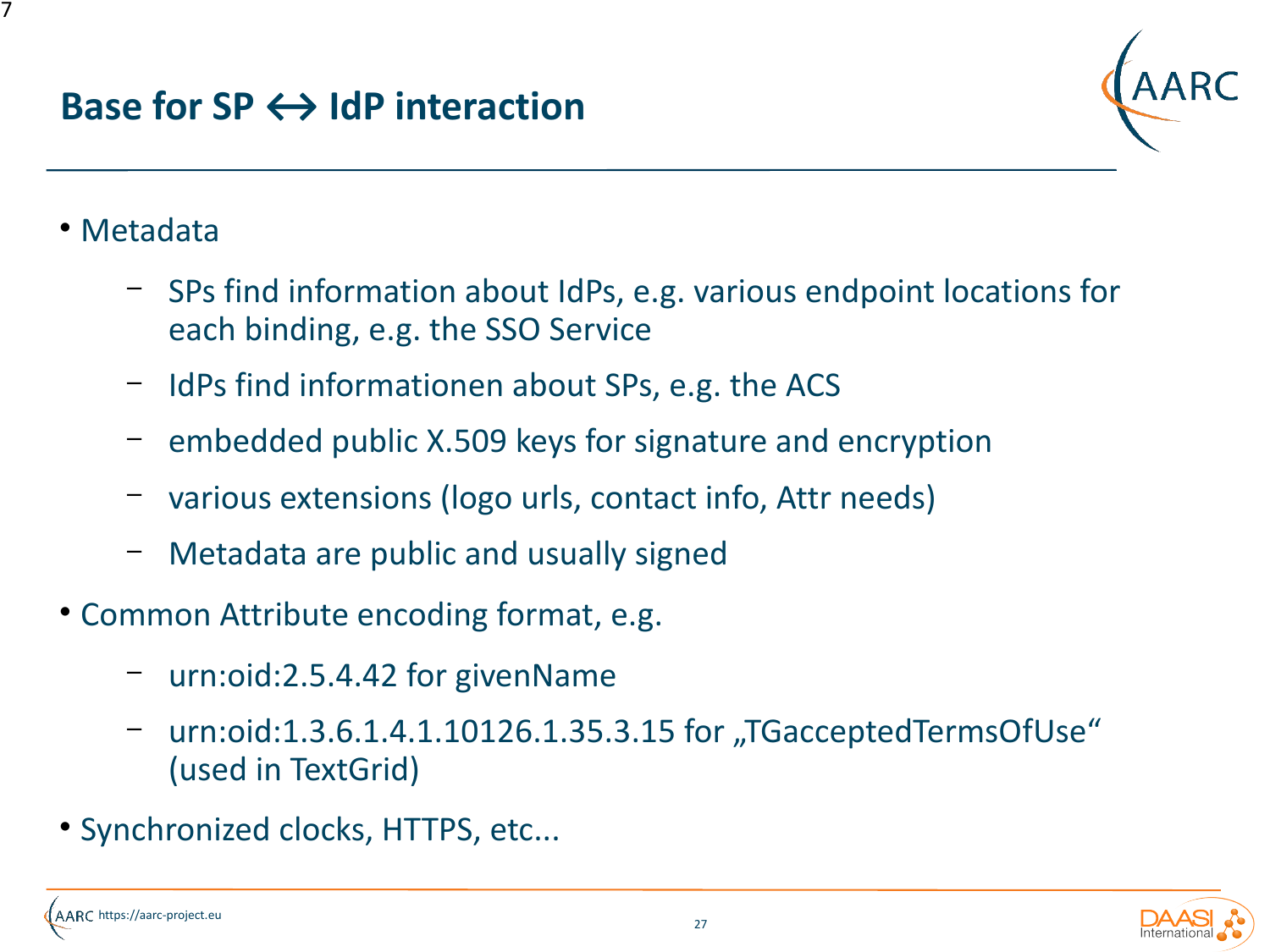# Base for SP ↔ IdP interaction

- Metadata
  - SPs find information about IdPs, e.g. various endpoint locations for each binding, e.g. the SSO Service
  - IdPs find informationen about SPs, e.g. the ACS
  - embedded public X.509 keys for signature and encryption
  - various extensions (logo urls, contact info, Attr needs)
  - Metadata are public and usually signed
- Common Attribute encoding format, e.g.
  - urn:oid:2.5.4.42 for givenName
  - urn:oid:1.3.6.1.4.1.10126.1.35.3.15 for „TGacceptedTermsOfUse“ (used in TextGrid)
- Synchronized clocks, HTTPS, etc...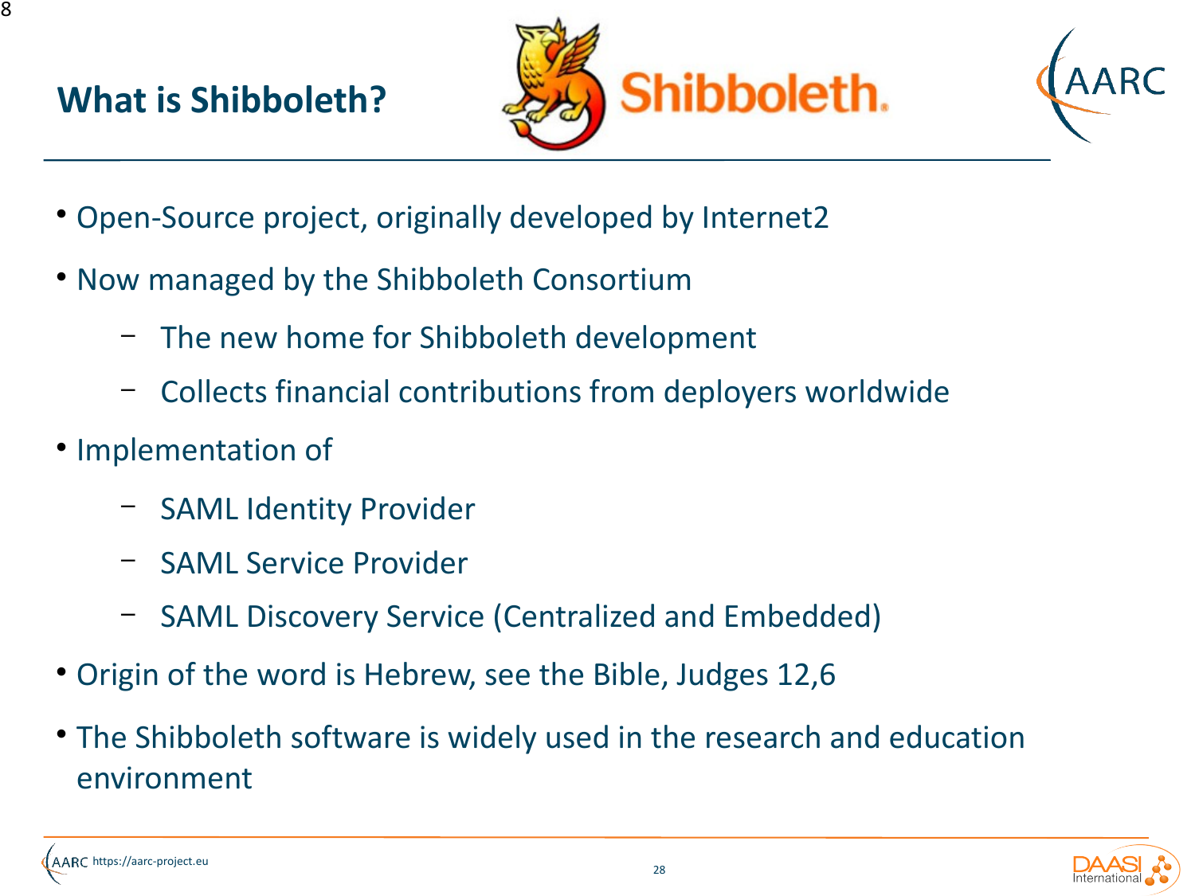# What is Shibboleth?

- Open-Source project, originally developed by Internet2
- Now managed by the Shibboleth Consortium
  - The new home for Shibboleth development
  - Collects financial contributions from deployers worldwide
- Implementation of
  - SAML Identity Provider
  - SAML Service Provider
  - SAML Discovery Service (Centralized and Embedded)
- Origin of the word is Hebrew, see the Bible, Judges 12,6
- The Shibboleth software is widely used in the research and education environment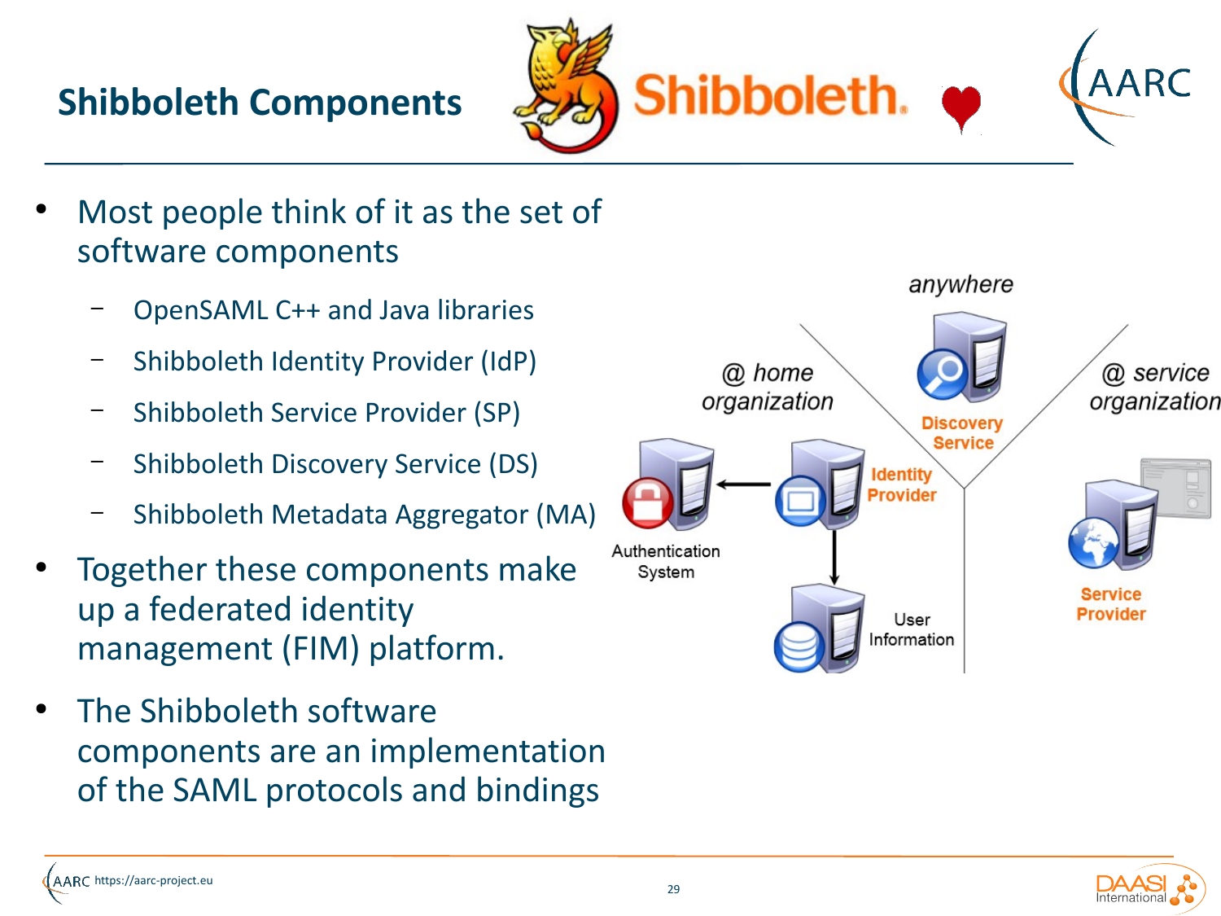# Shibboleth Components

- Most people think of it as the set of software components
  - OpenSAML C++ and Java libraries
  - Shibboleth Identity Provider (IdP)
  - Shibboleth Service Provider (SP)
  - Shibboleth Discovery Service (DS)
  - Shibboleth Metadata Aggregator (MA)
- Together these components make up a federated identity management (FIM) platform.
- The Shibboleth software components are an implementation of the SAML protocols and bindings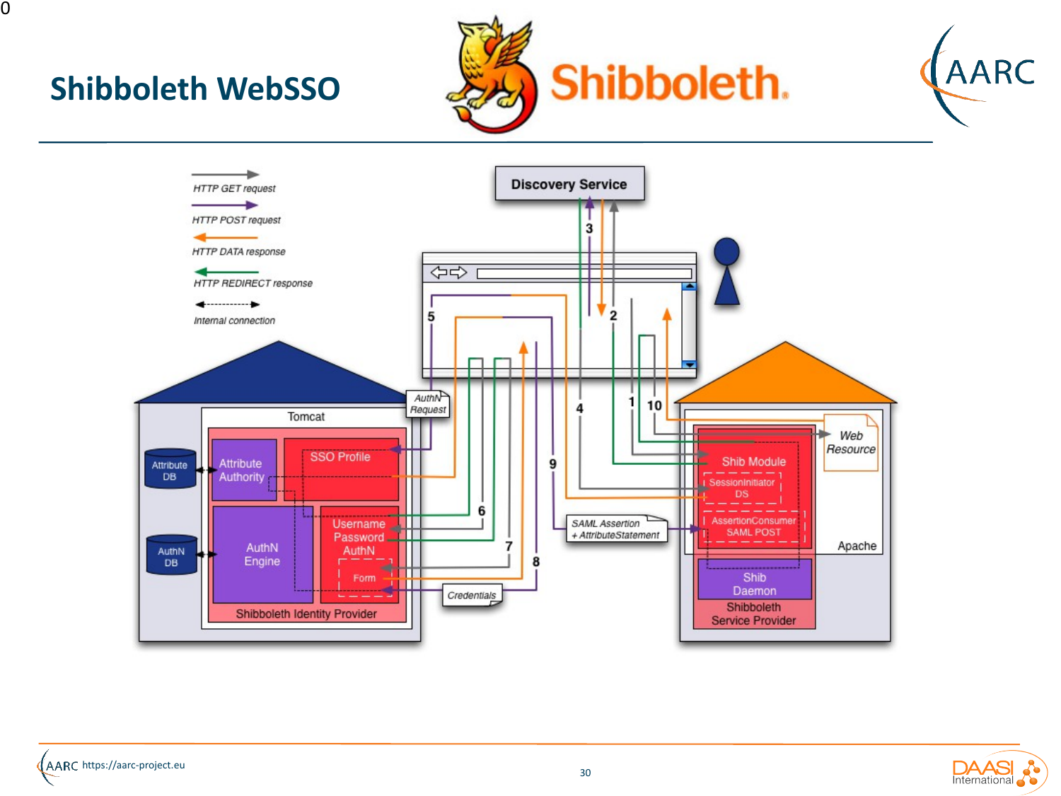# Shibboleth WebSSO

HTTP GET request

HTTP POST request

HTTP DATA response

HTTP REDIRECT response

Internal connection

Discovery Service

Tomcat

Attribute DB

AuthN DB

Attribute Authority

SSO Profile

AuthN Engine

Username Password AuthN

Form

Shibboleth Identity Provider

AuthN Request

Credentials

SAML Assertion + AttributeStatement

Web Resource

Shib Module

SessionInitiator DS

AssertionConsumer SAML POST

Shib Daemon

Shibboleth Service Provider

Apache

1 2 3 4 5 6 7 8 9 10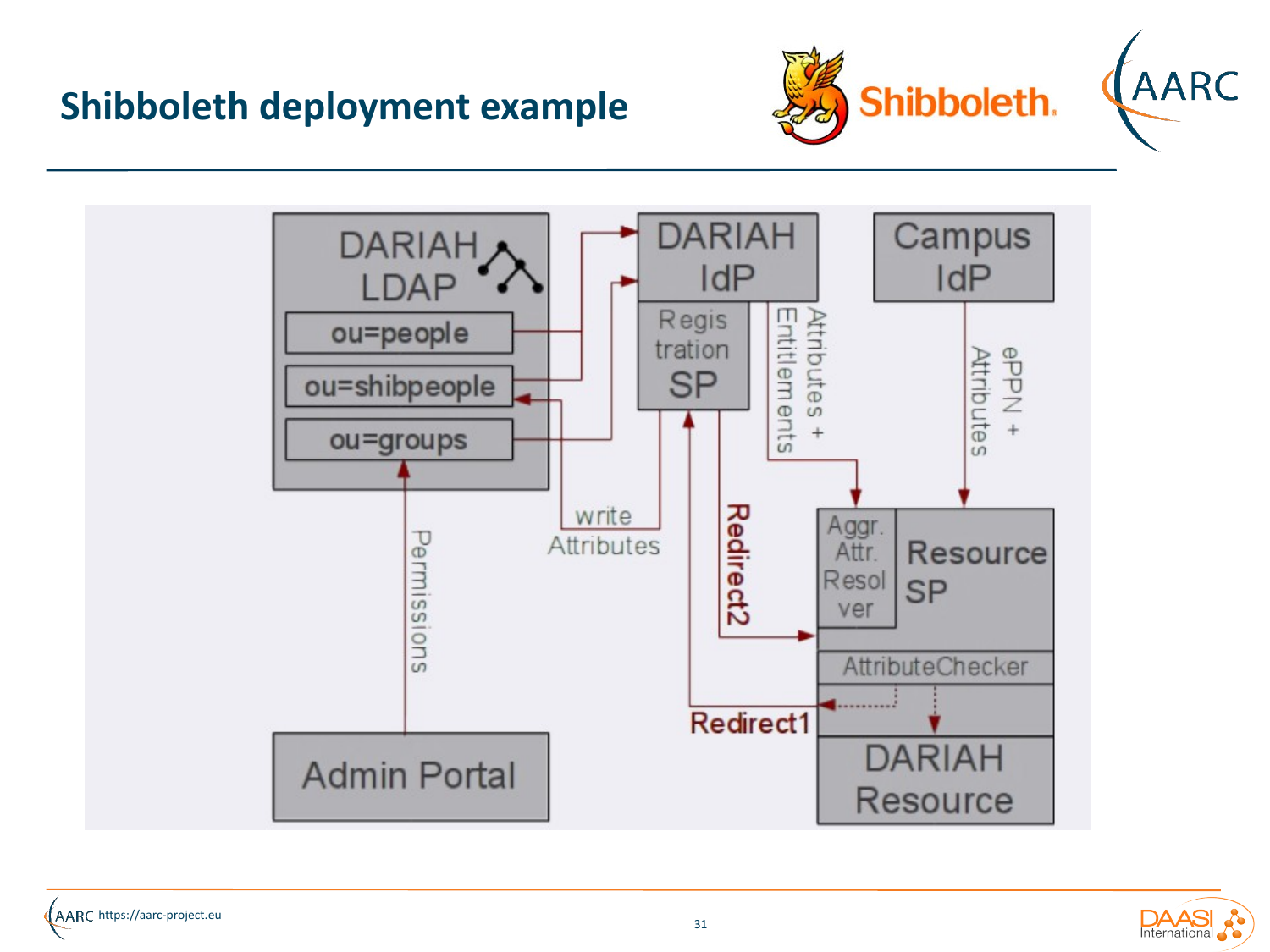# Shibboleth deployment example

DARIAH LDAP

ou=people

ou=shibpeople

ou=groups

DARIAH IdP

Registration SP

Campus IdP

Attributes + Entitlements

ePPN + Attributes

write Attributes

Redirect2

Aggr. Attr. Resolver

Resource SP

AttributeChecker

Redirect1

DARIAH Resource

Permissions

Admin Portal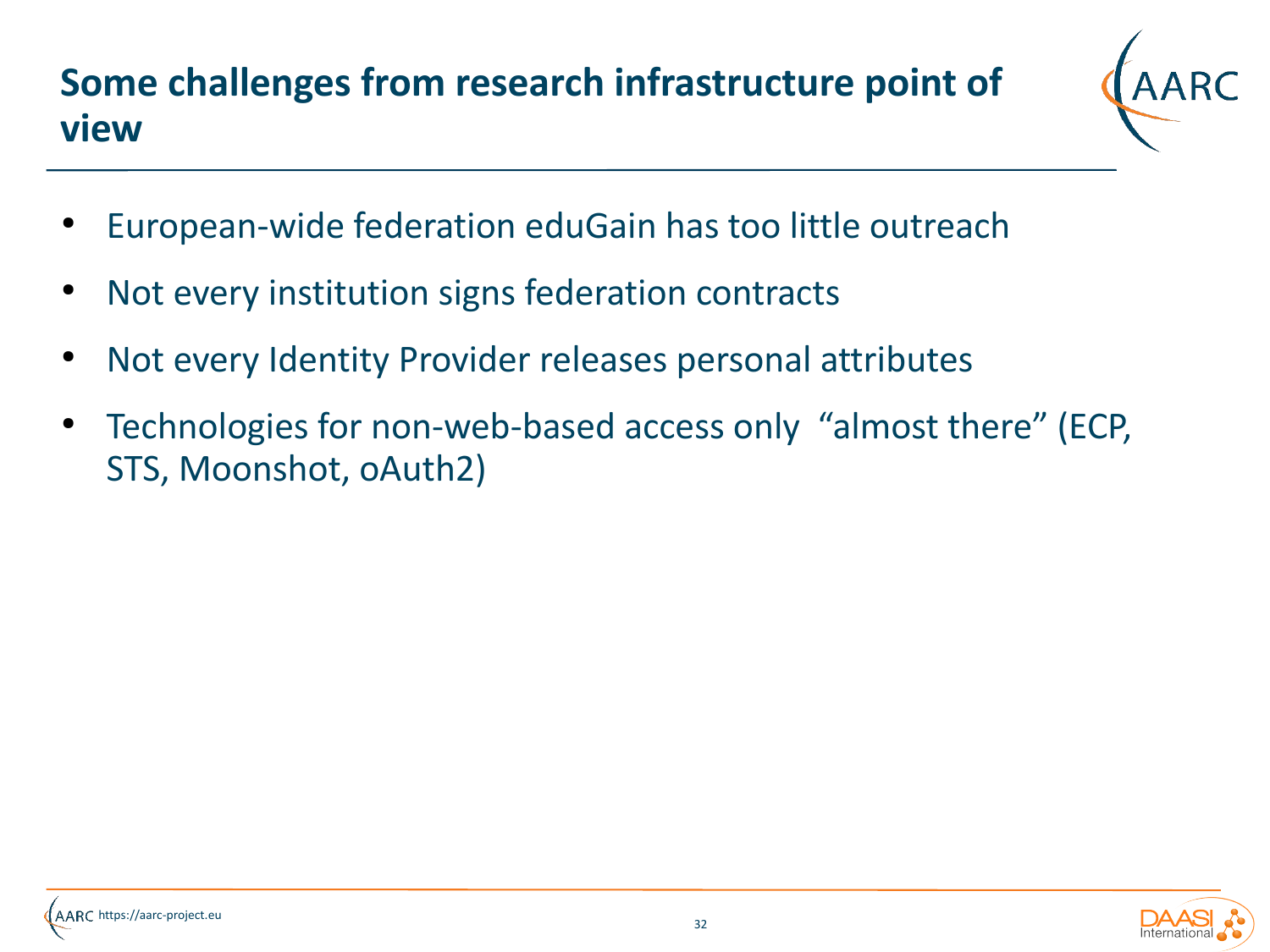# Some challenges from research infrastructure point of view

- European-wide federation eduGain has too little outreach
- Not every institution signs federation contracts
- Not every Identity Provider releases personal attributes
- Technologies for non-web-based access only "almost there" (ECP, STS, Moonshot, oAuth2)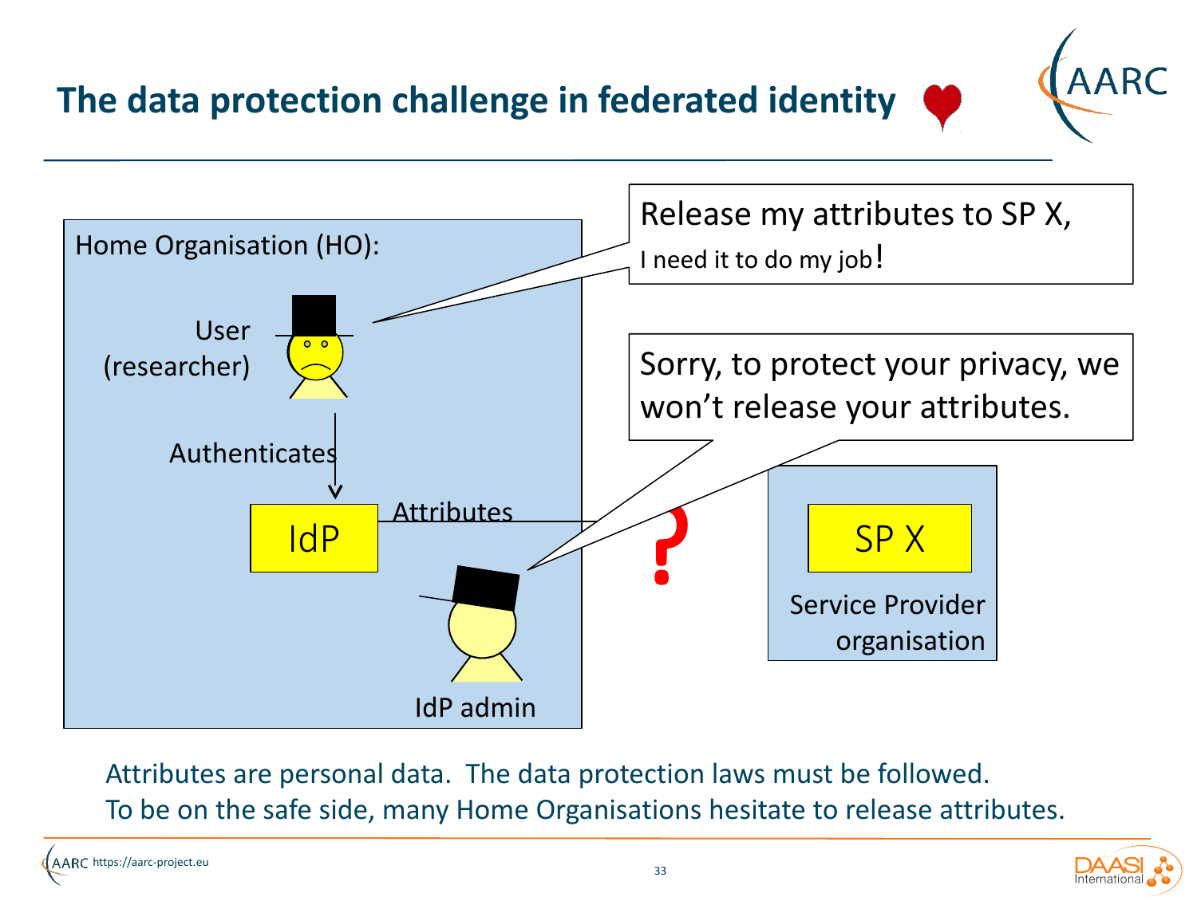# The data protection challenge in federated identity

Home Organisation (HO):

User (researcher)

Authenticates

IdP

Attributes

IdP admin

Release my attributes to SP X, I need it to do my job!

Sorry, to protect your privacy, we won't release your attributes.

?

SP X

Service Provider organisation

Attributes are personal data. The data protection laws must be followed.
To be on the safe side, many Home Organisations hesitate to release attributes.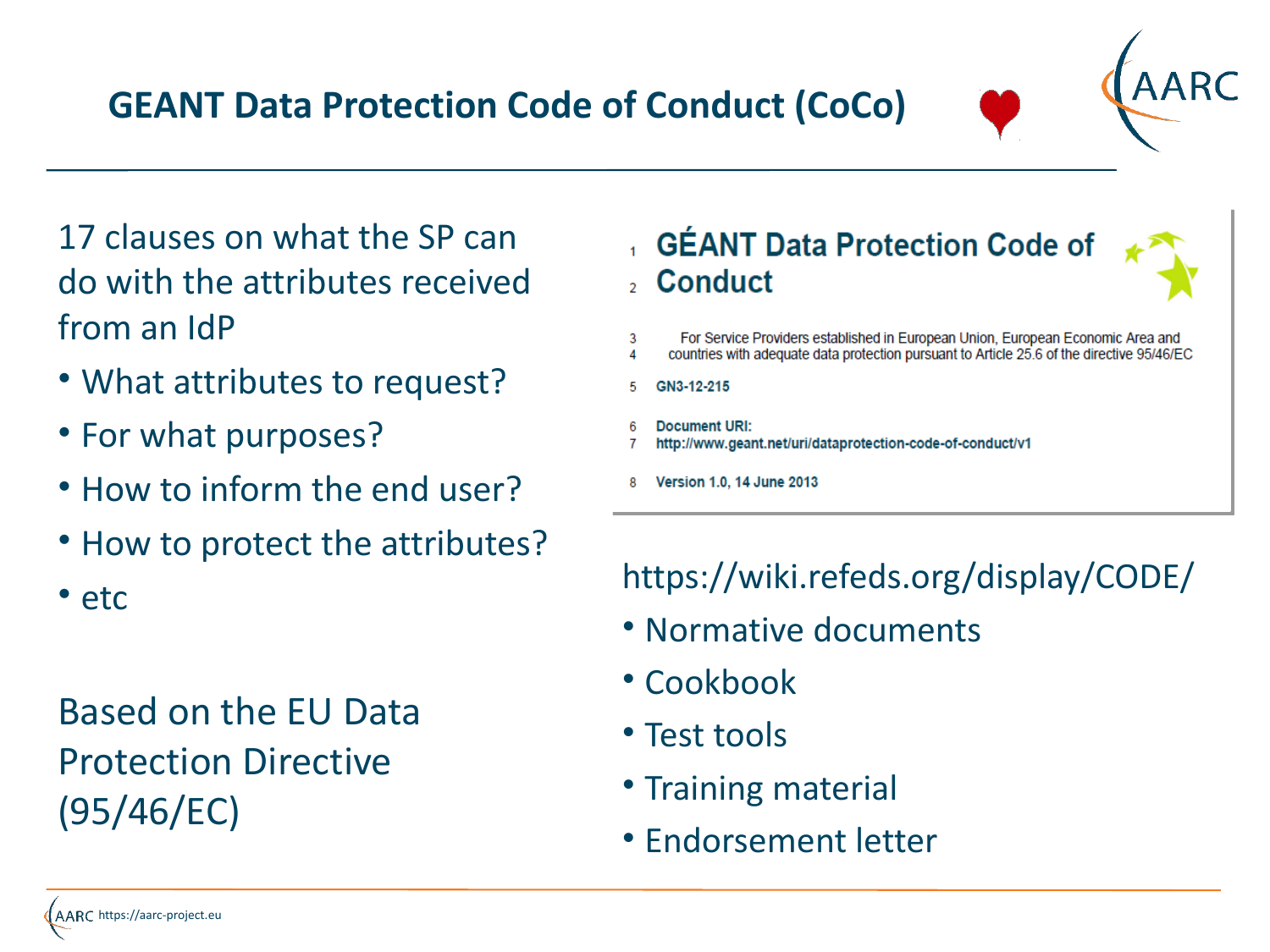# GEANT Data Protection Code of Conduct (CoCo)

17 clauses on what the SP can do with the attributes received from an IdP

- What attributes to request?
- For what purposes?
- How to inform the end user?
- How to protect the attributes?
- etc

Based on the EU Data Protection Directive (95/46/EC)

1 **GÉANT Data Protection Code of**
2 **Conduct**

3 For Service Providers established in European Union, European Economic Area and
4 countries with adequate data protection pursuant to Article 25.6 of the directive 95/46/EC

5 **GN3-12-215**

6 **Document URI:**
7 **http://www.geant.net/uri/dataprotection-code-of-conduct/v1**

8 **Version 1.0, 14 June 2013**

https://wiki.refeds.org/display/CODE/

- Normative documents
- Cookbook
- Test tools
- Training material
- Endorsement letter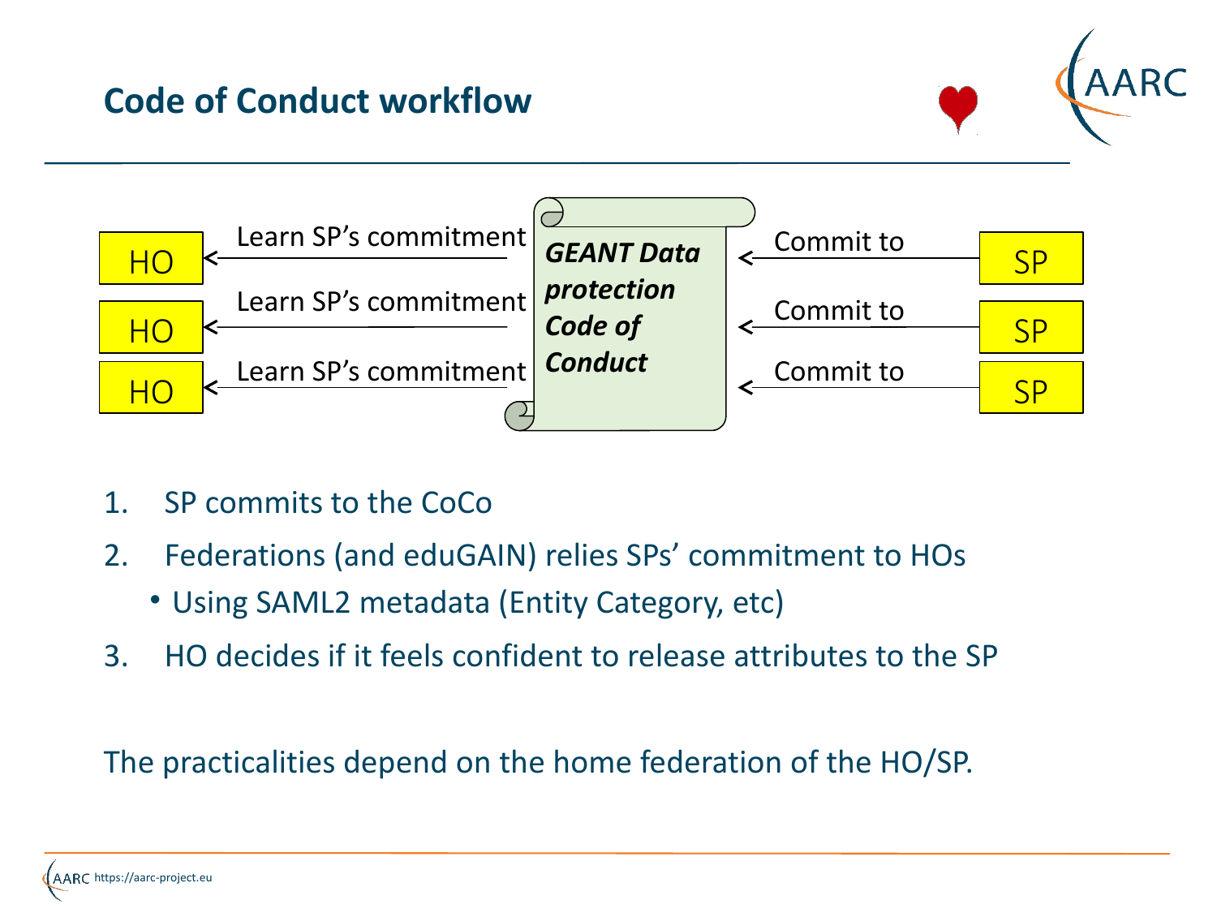## Code of Conduct workflow

| | | | | |
|---|---|---|---|---|
| HO | ← Learn SP's commitment | *GEANT Data protection Code of Conduct* | ← Commit to | SP |
| HO | ← Learn SP's commitment | | ← Commit to | SP |
| HO | ← Learn SP's commitment | | ← Commit to | SP |

1. SP commits to the CoCo
2. Federations (and eduGAIN) relies SPs' commitment to HOs
   - Using SAML2 metadata (Entity Category, etc)
3. HO decides if it feels confident to release attributes to the SP

The practicalities depend on the home federation of the HO/SP.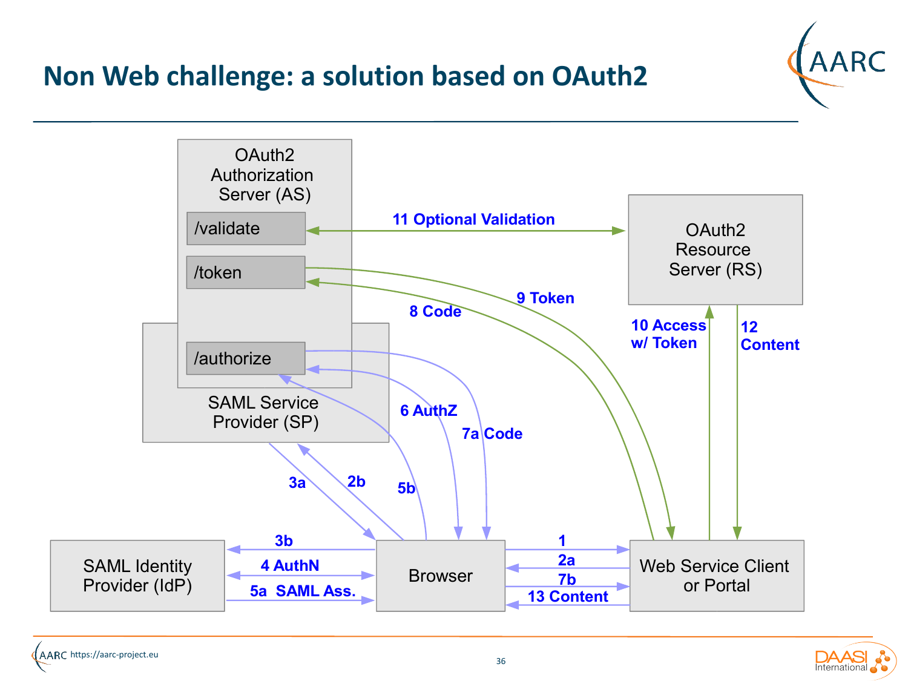# Non Web challenge: a solution based on OAuth2

OAuth2 Authorization Server (AS)

/validate

/token

/authorize

SAML Service Provider (SP)

OAuth2 Resource Server (RS)

SAML Identity Provider (IdP)

Browser

Web Service Client or Portal

11 Optional Validation

9 Token

8 Code

10 Access w/ Token

12 Content

6 AuthZ

7a Code

3a

2b

5b

3b

4 AuthN

5a SAML Ass.

1

2a

7b

13 Content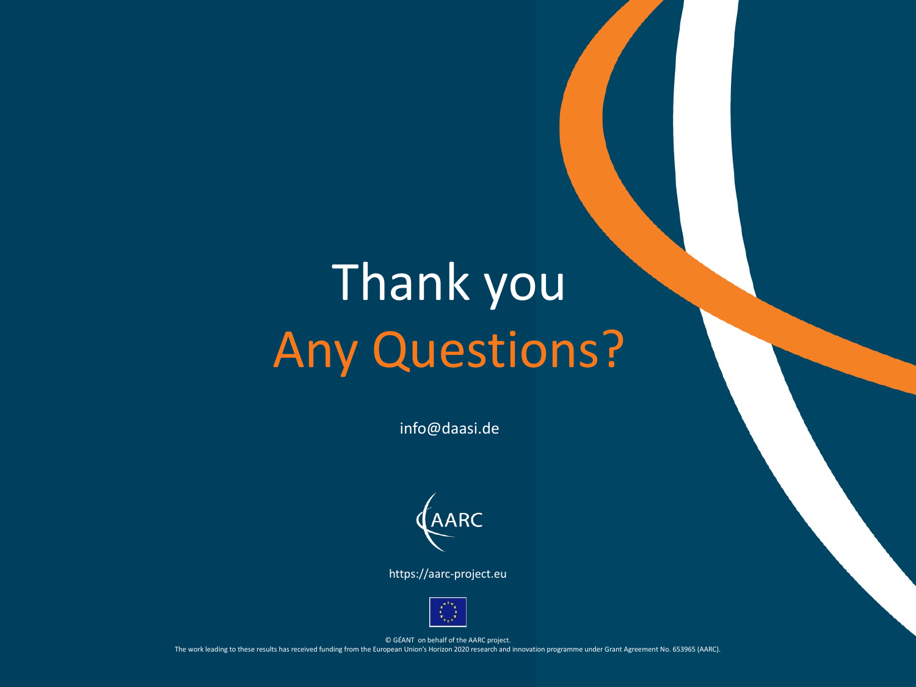# Thank you
# Any Questions?

info@daasi.de

AARC

https://aarc-project.eu

© GÉANT on behalf of the AARC project.
The work leading to these results has received funding from the European Union's Horizon 2020 research and innovation programme under Grant Agreement No. 653965 (AARC).